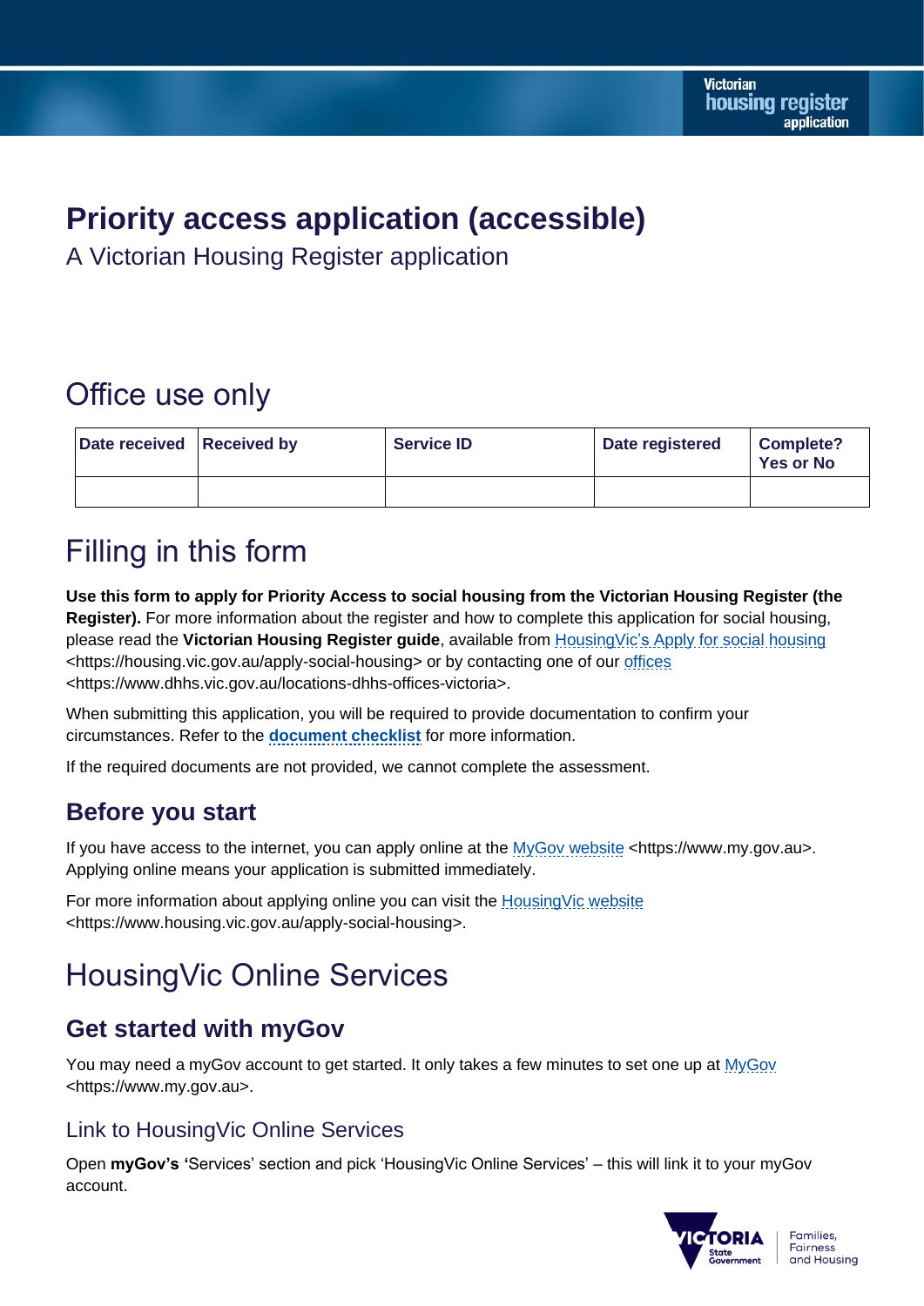# Priority access application (accessible)

A Victorian Housing Register application

## Office use only

| Date received | Received by | Service ID | Date registered | Complete? Yes or No |
| --- | --- | --- | --- | --- |
| | | | | |

## Filling in this form

**Use this form to apply for Priority Access to social housing from the Victorian Housing Register (the Register).** For more information about the register and how to complete this application for social housing, please read the **Victorian Housing Register guide**, available from HousingVic's Apply for social housing <https://housing.vic.gov.au/apply-social-housing> or by contacting one of our offices <https://www.dhhs.vic.gov.au/locations-dhhs-offices-victoria>.

When submitting this application, you will be required to provide documentation to confirm your circumstances. Refer to the **document checklist** for more information.

If the required documents are not provided, we cannot complete the assessment.

### Before you start

If you have access to the internet, you can apply online at the MyGov website <https://www.my.gov.au>. Applying online means your application is submitted immediately.

For more information about applying online you can visit the HousingVic website <https://www.housing.vic.gov.au/apply-social-housing>.

## HousingVic Online Services

### Get started with myGov

You may need a myGov account to get started. It only takes a few minutes to set one up at MyGov <https://www.my.gov.au>.

#### Link to HousingVic Online Services

Open **myGov's '**Services' section and pick 'HousingVic Online Services' – this will link it to your myGov account.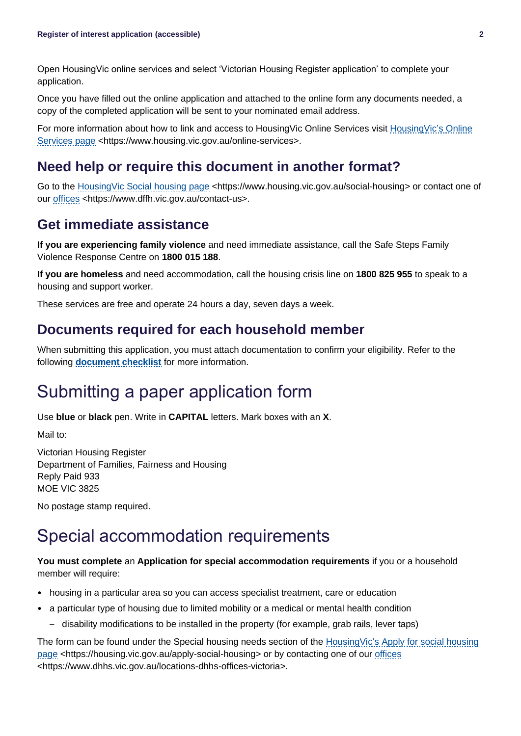Open HousingVic online services and select 'Victorian Housing Register application' to complete your application.

Once you have filled out the online application and attached to the online form any documents needed, a copy of the completed application will be sent to your nominated email address.

For more information about how to link and access to HousingVic Online Services visit HousingVic's Online Services page <https://www.housing.vic.gov.au/online-services>.

### Need help or require this document in another format?

Go to the HousingVic Social housing page <https://www.housing.vic.gov.au/social-housing> or contact one of our offices <https://www.dffh.vic.gov.au/contact-us>.

### Get immediate assistance

**If you are experiencing family violence** and need immediate assistance, call the Safe Steps Family Violence Response Centre on **1800 015 188**.

**If you are homeless** and need accommodation, call the housing crisis line on **1800 825 955** to speak to a housing and support worker.

These services are free and operate 24 hours a day, seven days a week.

### Documents required for each household member

When submitting this application, you must attach documentation to confirm your eligibility. Refer to the following **document checklist** for more information.

## Submitting a paper application form

Use **blue** or **black** pen. Write in **CAPITAL** letters. Mark boxes with an **X**.

Mail to:

Victorian Housing Register
Department of Families, Fairness and Housing
Reply Paid 933
MOE VIC 3825

No postage stamp required.

## Special accommodation requirements

**You must complete** an **Application for special accommodation requirements** if you or a household member will require:

- housing in a particular area so you can access specialist treatment, care or education
- a particular type of housing due to limited mobility or a medical or mental health condition
  - disability modifications to be installed in the property (for example, grab rails, lever taps)

The form can be found under the Special housing needs section of the HousingVic's Apply for social housing page <https://housing.vic.gov.au/apply-social-housing> or by contacting one of our offices <https://www.dhhs.vic.gov.au/locations-dhhs-offices-victoria>.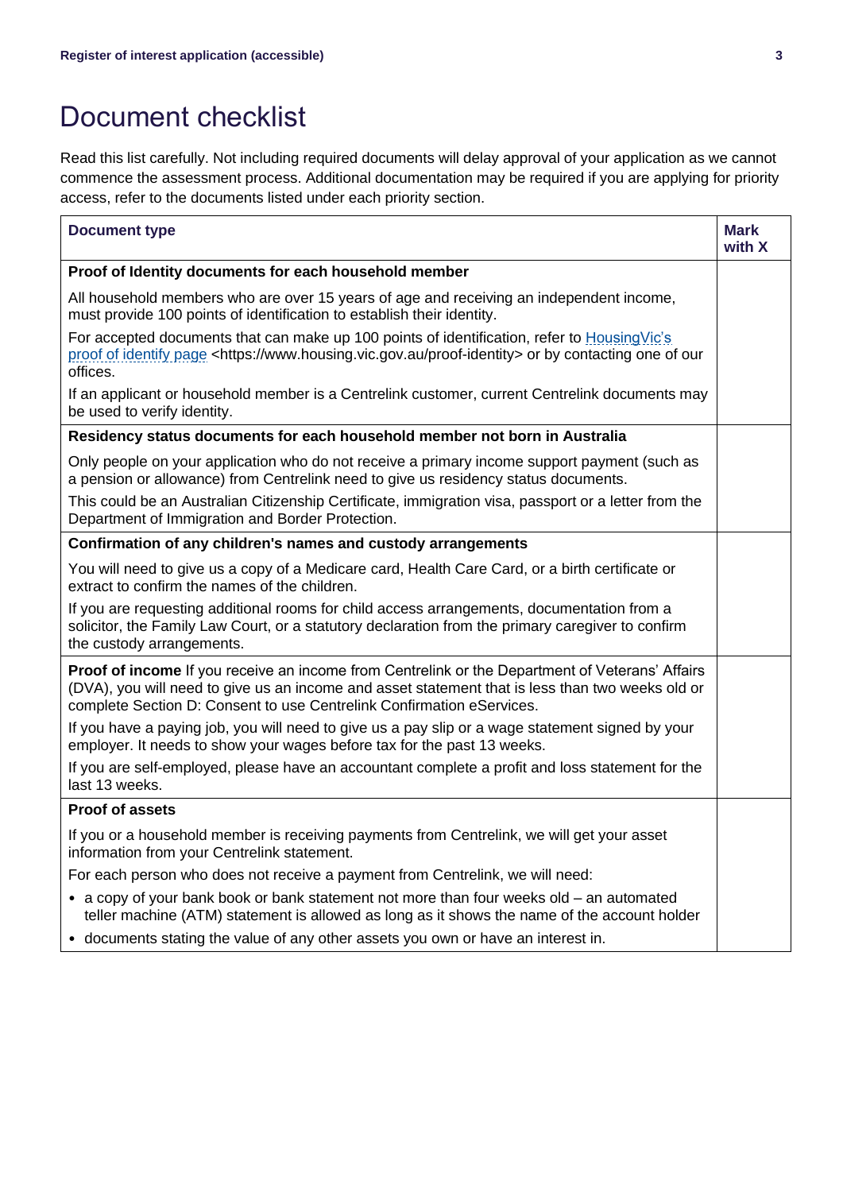# Document checklist

Read this list carefully. Not including required documents will delay approval of your application as we cannot commence the assessment process. Additional documentation may be required if you are applying for priority access, refer to the documents listed under each priority section.

| Document type | Mark with X |
|---|---|
| **Proof of Identity documents for each household member** | |
| All household members who are over 15 years of age and receiving an independent income, must provide 100 points of identification to establish their identity.<br>For accepted documents that can make up 100 points of identification, refer to [HousingVic's proof of identify page](https://www.housing.vic.gov.au/proof-identity) <https://www.housing.vic.gov.au/proof-identity> or by contacting one of our offices.<br>If an applicant or household member is a Centrelink customer, current Centrelink documents may be used to verify identity. | |
| **Residency status documents for each household member not born in Australia** | |
| Only people on your application who do not receive a primary income support payment (such as a pension or allowance) from Centrelink need to give us residency status documents.<br>This could be an Australian Citizenship Certificate, immigration visa, passport or a letter from the Department of Immigration and Border Protection. | |
| **Confirmation of any children's names and custody arrangements** | |
| You will need to give us a copy of a Medicare card, Health Care Card, or a birth certificate or extract to confirm the names of the children.<br>If you are requesting additional rooms for child access arrangements, documentation from a solicitor, the Family Law Court, or a statutory declaration from the primary caregiver to confirm the custody arrangements. | |
| **Proof of income** If you receive an income from Centrelink or the Department of Veterans' Affairs (DVA), you will need to give us an income and asset statement that is less than two weeks old or complete Section D: Consent to use Centrelink Confirmation eServices.<br>If you have a paying job, you will need to give us a pay slip or a wage statement signed by your employer. It needs to show your wages before tax for the past 13 weeks.<br>If you are self-employed, please have an accountant complete a profit and loss statement for the last 13 weeks. | |
| **Proof of assets** | |
| If you or a household member is receiving payments from Centrelink, we will get your asset information from your Centrelink statement.<br>For each person who does not receive a payment from Centrelink, we will need:<br>• a copy of your bank book or bank statement not more than four weeks old – an automated teller machine (ATM) statement is allowed as long as it shows the name of the account holder<br>• documents stating the value of any other assets you own or have an interest in. | |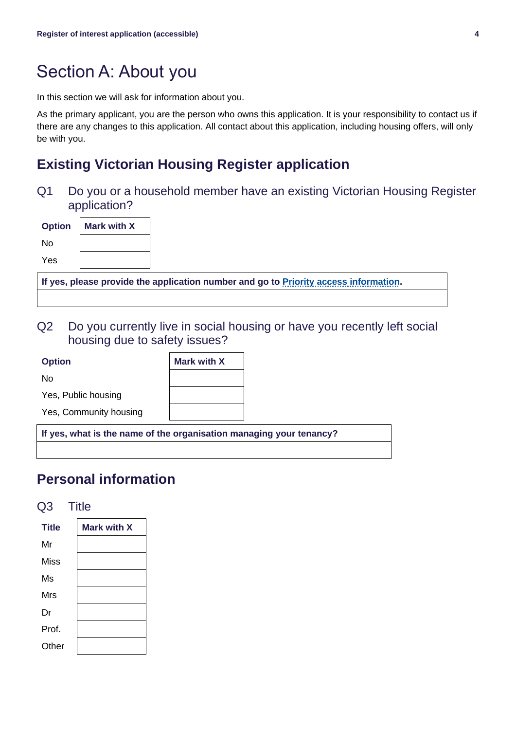# Section A: About you

In this section we will ask for information about you.

As the primary applicant, you are the person who owns this application. It is your responsibility to contact us if there are any changes to this application. All contact about this application, including housing offers, will only be with you.

## Existing Victorian Housing Register application

### Q1 Do you or a household member have an existing Victorian Housing Register application?

| Option | Mark with X |
|---|---|
| No | |
| Yes | |

| If yes, please provide the application number and go to Priority access information. |
|---|
| |

### Q2 Do you currently live in social housing or have you recently left social housing due to safety issues?

| Option | Mark with X |
|---|---|
| No | |
| Yes, Public housing | |
| Yes, Community housing | |

| If yes, what is the name of the organisation managing your tenancy? |
|---|
| |

## Personal information

### Q3 Title

| Title | Mark with X |
|---|---|
| Mr | |
| Miss | |
| Ms | |
| Mrs | |
| Dr | |
| Prof. | |
| Other | |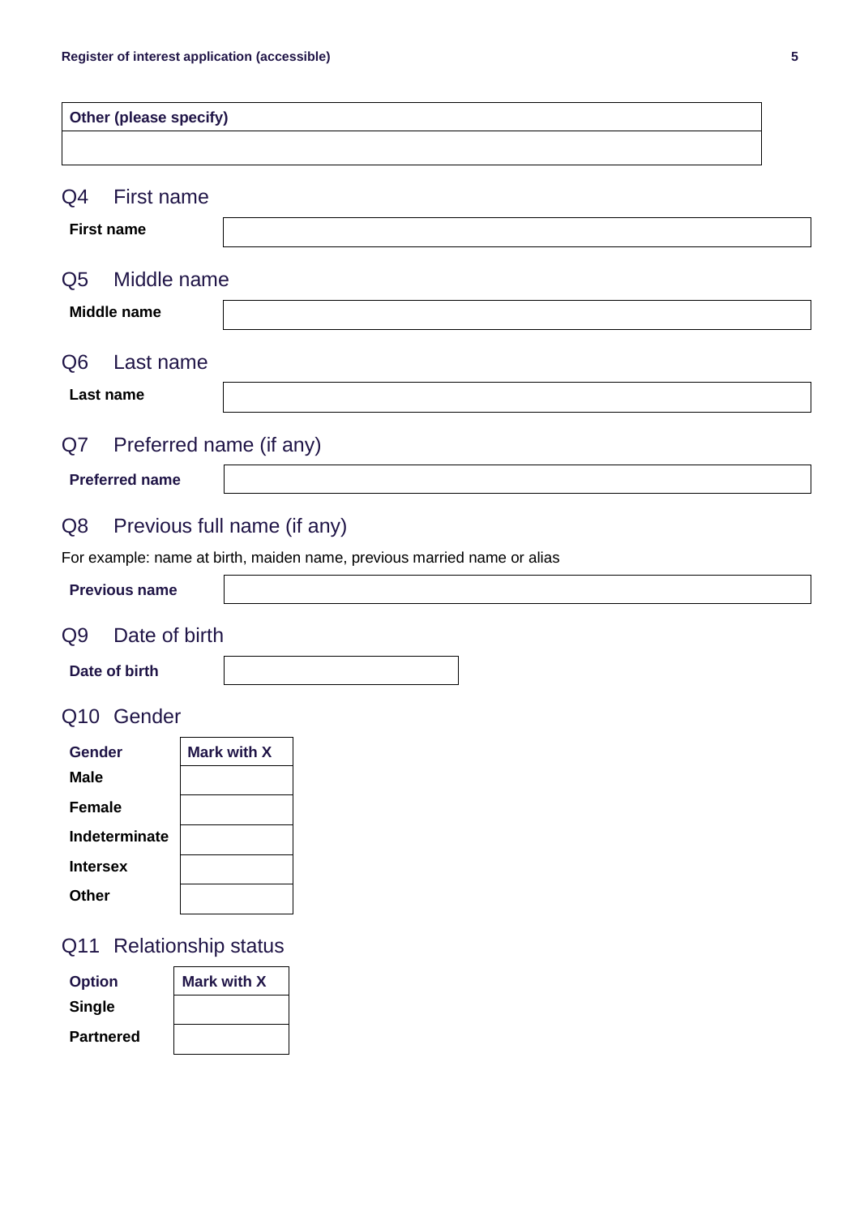| Other (please specify) |
|---|
| |

## Q4 First name

| First name | |
|---|---|

## Q5 Middle name

| Middle name | |
|---|---|

## Q6 Last name

| Last name | |
|---|---|

## Q7 Preferred name (if any)

| Preferred name | |
|---|---|

## Q8 Previous full name (if any)

For example: name at birth, maiden name, previous married name or alias

| Previous name | |
|---|---|

## Q9 Date of birth

| Date of birth | |
|---|---|

## Q10 Gender

| Gender | Mark with X |
|---|---|
| Male | |
| Female | |
| Indeterminate | |
| Intersex | |
| Other | |

## Q11 Relationship status

| Option | Mark with X |
|---|---|
| Single | |
| Partnered | |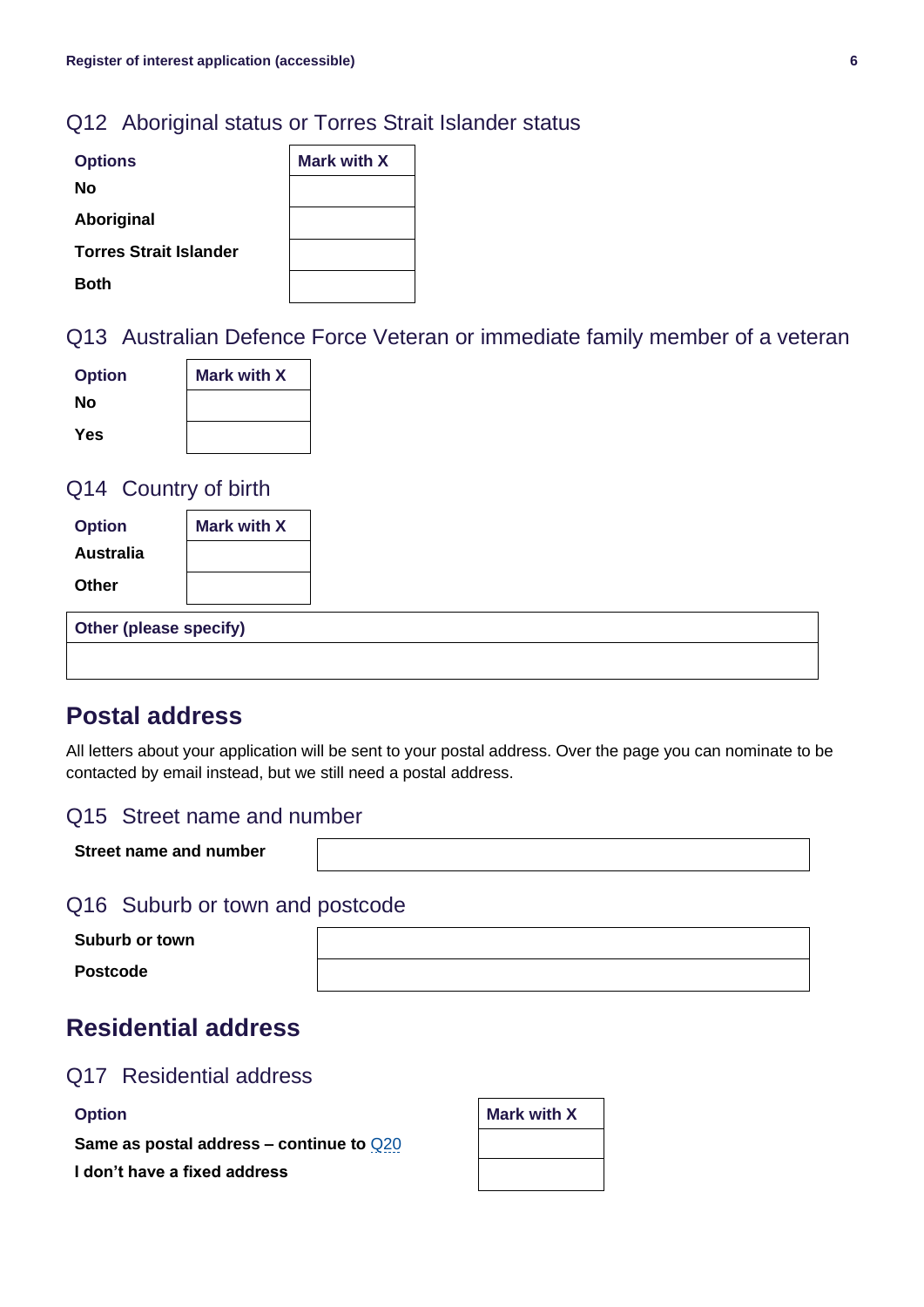### Q12 Aboriginal status or Torres Strait Islander status

| Options | Mark with X |
|---|---|
| **No** | |
| **Aboriginal** | |
| **Torres Strait Islander** | |
| **Both** | |

### Q13 Australian Defence Force Veteran or immediate family member of a veteran

| Option | Mark with X |
|---|---|
| **No** | |
| **Yes** | |

### Q14 Country of birth

| Option | Mark with X |
|---|---|
| **Australia** | |
| **Other** | |

| Other (please specify) |
|---|
| |

## Postal address

All letters about your application will be sent to your postal address. Over the page you can nominate to be contacted by email instead, but we still need a postal address.

### Q15 Street name and number

| **Street name and number** | |
|---|---|

### Q16 Suburb or town and postcode

| **Suburb or town** | |
|---|---|
| **Postcode** | |

## Residential address

### Q17 Residential address

| Option | Mark with X |
|---|---|
| **Same as postal address – continue to** Q20 | |
| **I don't have a fixed address** | |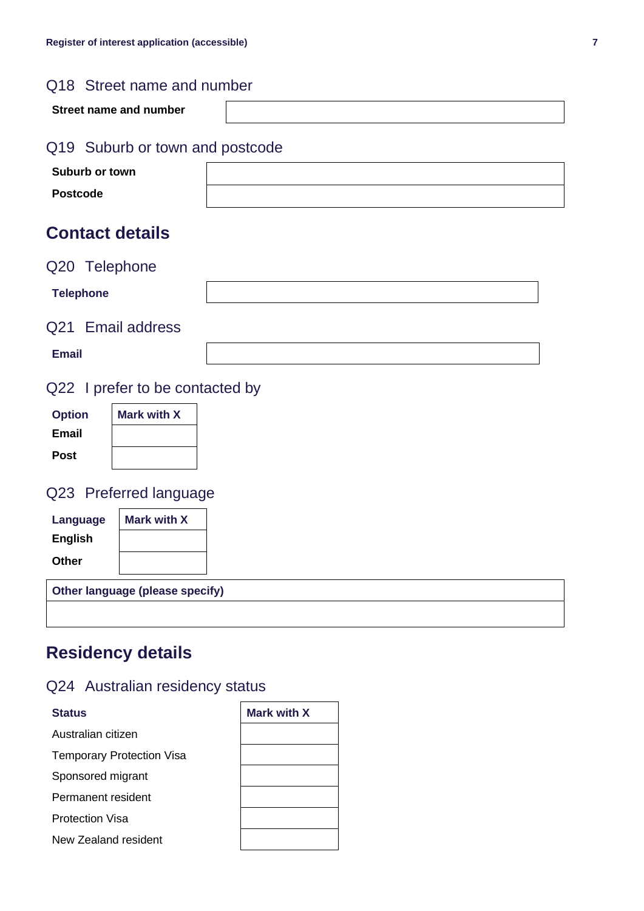### Q18 Street name and number

| Street name and number | |
|---|---|

### Q19 Suburb or town and postcode

| Suburb or town | |
|---|---|
| Postcode | |

## Contact details

### Q20 Telephone

| Telephone | |
|---|---|

### Q21 Email address

| Email | |
|---|---|

### Q22 I prefer to be contacted by

| Option | Mark with X |
|---|---|
| Email | |
| Post | |

### Q23 Preferred language

| Language | Mark with X |
|---|---|
| English | |
| Other | |

| Other language (please specify) |
|---|
| |

## Residency details

### Q24 Australian residency status

| Status | Mark with X |
|---|---|
| Australian citizen | |
| Temporary Protection Visa | |
| Sponsored migrant | |
| Permanent resident | |
| Protection Visa | |
| New Zealand resident | |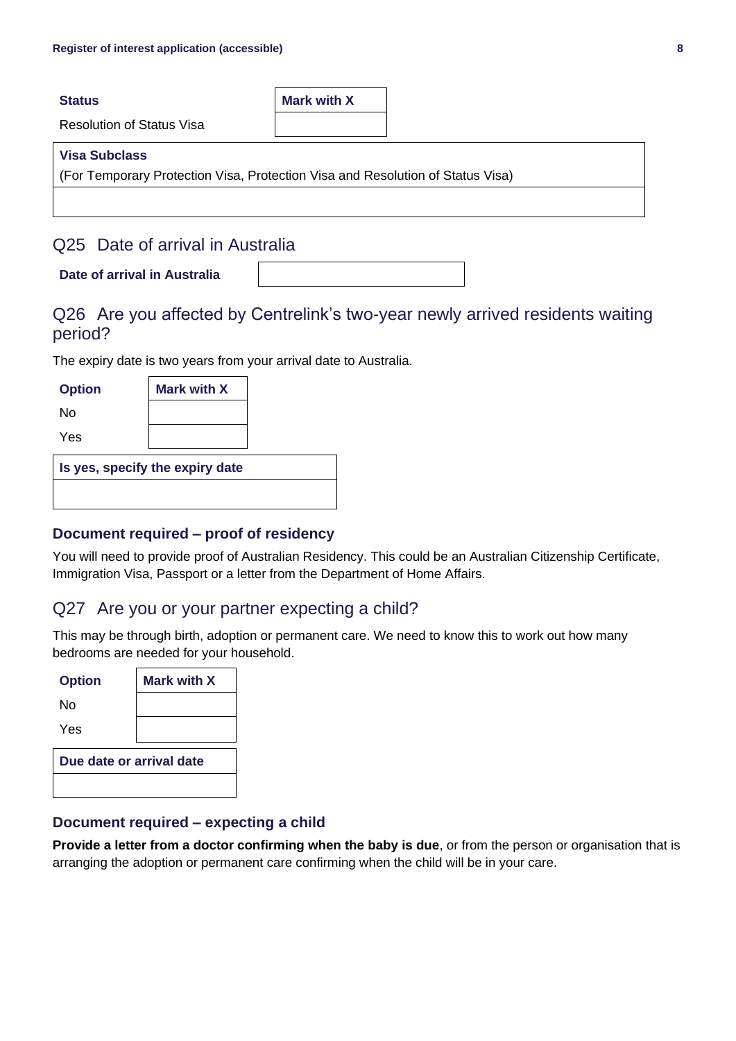| Status | Mark with X |
| --- | --- |
| Resolution of Status Visa | |

| **Visa Subclass**<br>(For Temporary Protection Visa, Protection Visa and Resolution of Status Visa) |
| --- |
| |

## Q25 Date of arrival in Australia

| Date of arrival in Australia | |
| --- | --- |

## Q26 Are you affected by Centrelink's two-year newly arrived residents waiting period?

The expiry date is two years from your arrival date to Australia.

| Option | Mark with X |
| --- | --- |
| No | |
| Yes | |

| Is yes, specify the expiry date |
| --- |
| |

### Document required – proof of residency

You will need to provide proof of Australian Residency. This could be an Australian Citizenship Certificate, Immigration Visa, Passport or a letter from the Department of Home Affairs.

## Q27 Are you or your partner expecting a child?

This may be through birth, adoption or permanent care. We need to know this to work out how many bedrooms are needed for your household.

| Option | Mark with X |
| --- | --- |
| No | |
| Yes | |

| Due date or arrival date |
| --- |
| |

### Document required – expecting a child

**Provide a letter from a doctor confirming when the baby is due**, or from the person or organisation that is arranging the adoption or permanent care confirming when the child will be in your care.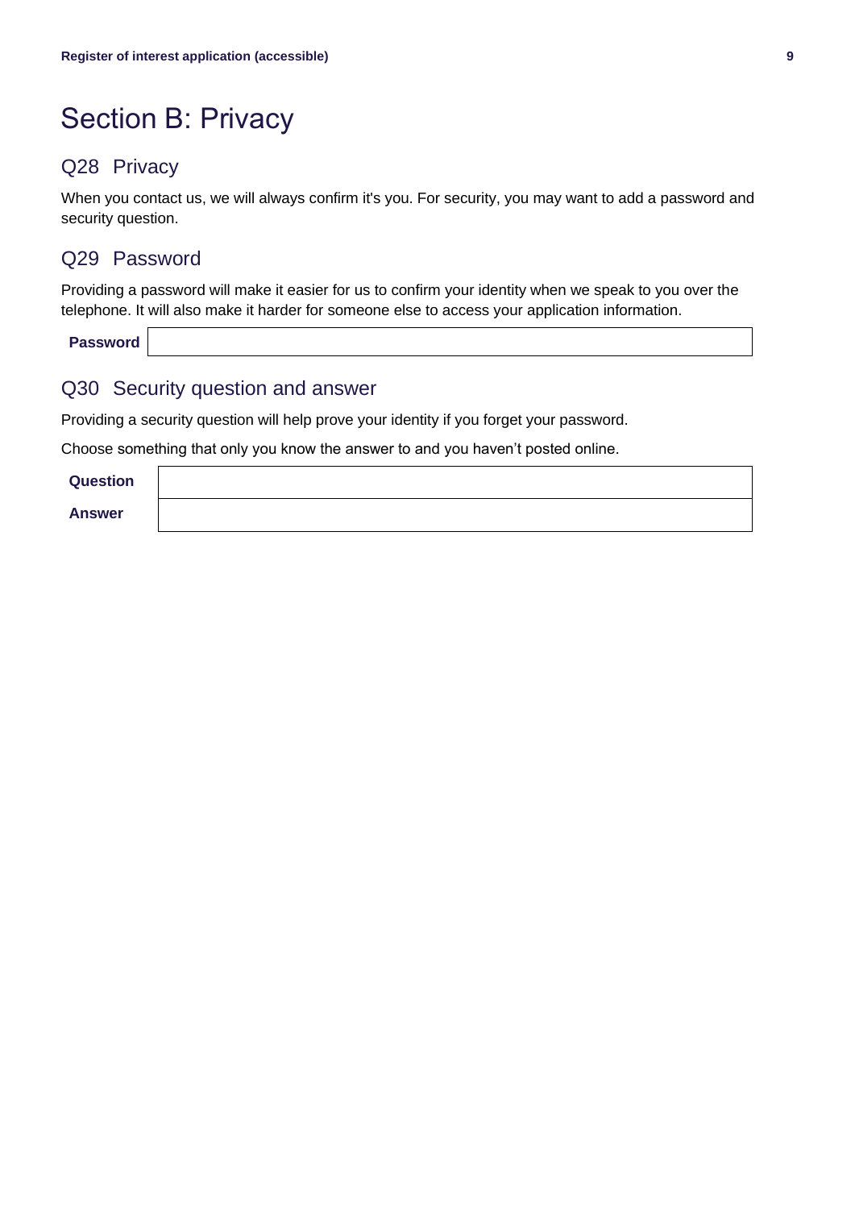# Section B: Privacy

## Q28 Privacy

When you contact us, we will always confirm it's you. For security, you may want to add a password and security question.

## Q29 Password

Providing a password will make it easier for us to confirm your identity when we speak to you over the telephone. It will also make it harder for someone else to access your application information.

| **Password** | |
|---|---|

## Q30 Security question and answer

Providing a security question will help prove your identity if you forget your password.

Choose something that only you know the answer to and you haven't posted online.

| **Question** | |
|---|---|
| **Answer** | |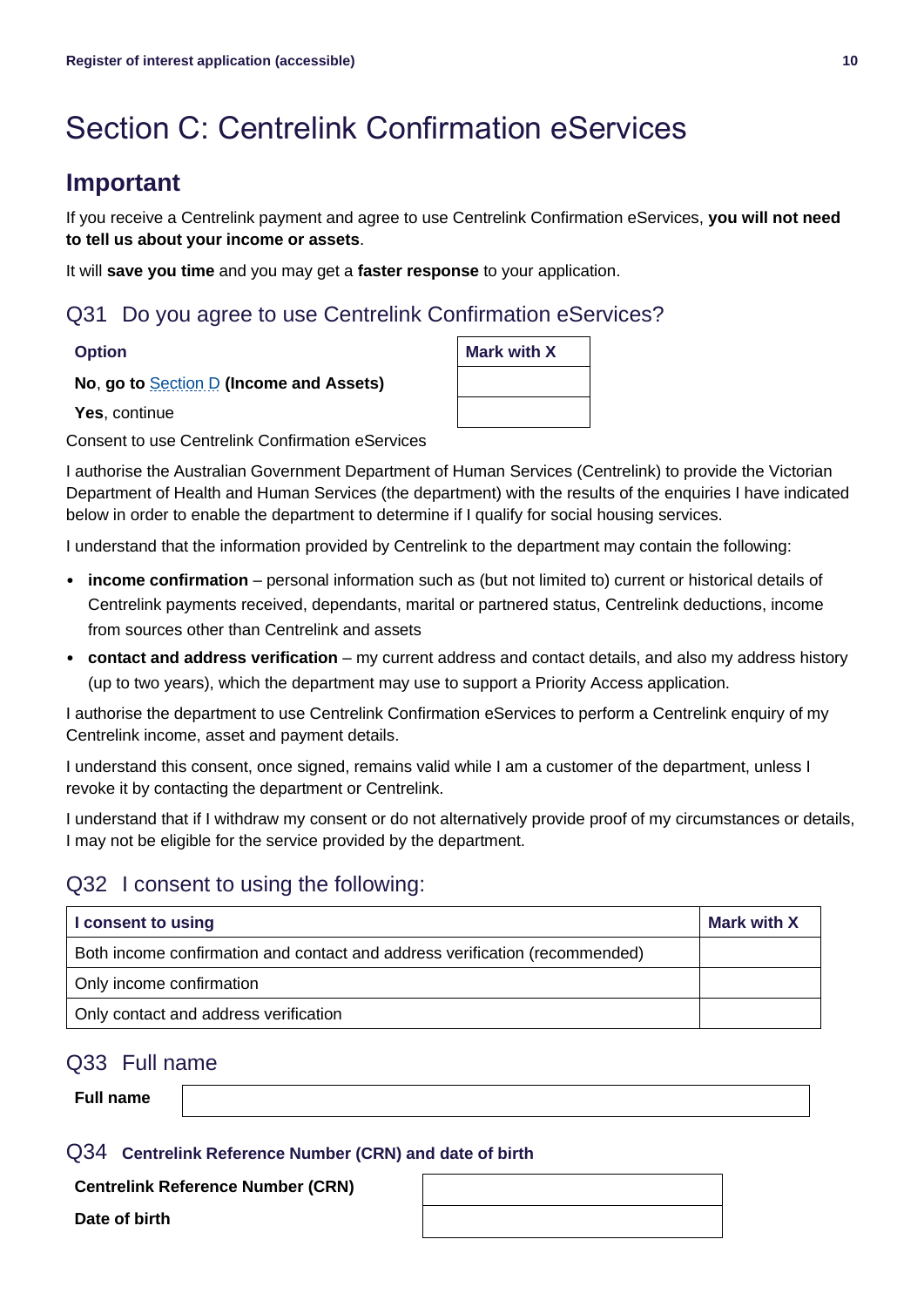# Section C: Centrelink Confirmation eServices

## Important

If you receive a Centrelink payment and agree to use Centrelink Confirmation eServices, **you will not need to tell us about your income or assets**.

It will **save you time** and you may get a **faster response** to your application.

### Q31 Do you agree to use Centrelink Confirmation eServices?

| Option | Mark with X |
| --- | --- |
| **No**, **go to** Section D **(Income and Assets)** | |
| **Yes**, continue | |

Consent to use Centrelink Confirmation eServices

I authorise the Australian Government Department of Human Services (Centrelink) to provide the Victorian Department of Health and Human Services (the department) with the results of the enquiries I have indicated below in order to enable the department to determine if I qualify for social housing services.

I understand that the information provided by Centrelink to the department may contain the following:

- **income confirmation** – personal information such as (but not limited to) current or historical details of Centrelink payments received, dependants, marital or partnered status, Centrelink deductions, income from sources other than Centrelink and assets
- **contact and address verification** – my current address and contact details, and also my address history (up to two years), which the department may use to support a Priority Access application.

I authorise the department to use Centrelink Confirmation eServices to perform a Centrelink enquiry of my Centrelink income, asset and payment details.

I understand this consent, once signed, remains valid while I am a customer of the department, unless I revoke it by contacting the department or Centrelink.

I understand that if I withdraw my consent or do not alternatively provide proof of my circumstances or details, I may not be eligible for the service provided by the department.

### Q32 I consent to using the following:

| I consent to using | Mark with X |
| --- | --- |
| Both income confirmation and contact and address verification (recommended) | |
| Only income confirmation | |
| Only contact and address verification | |

### Q33 Full name

| **Full name** | |
| --- | --- |

### Q34 Centrelink Reference Number (CRN) and date of birth

| **Centrelink Reference Number (CRN)** | |
| --- | --- |
| **Date of birth** | |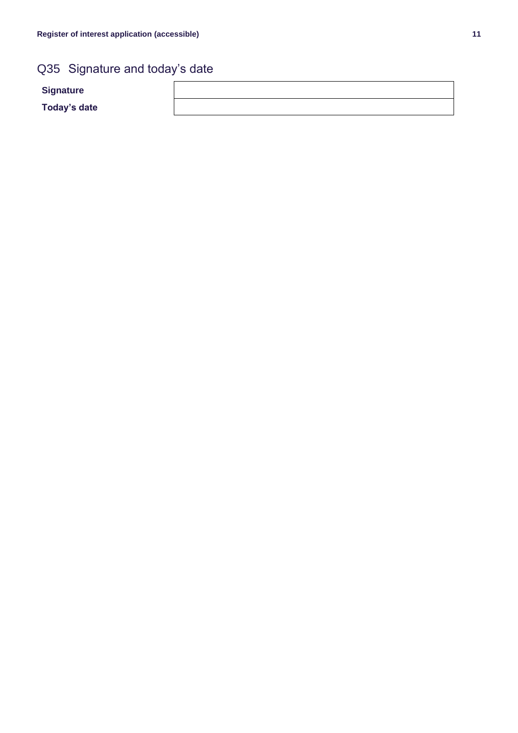## Q35 Signature and today's date

| | |
|---|---|
| **Signature** | |
| **Today's date** | |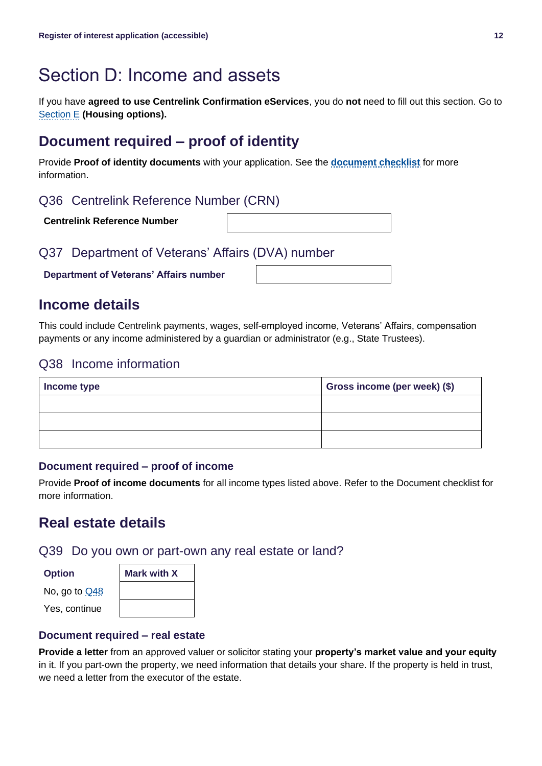# Section D: Income and assets

If you have **agreed to use Centrelink Confirmation eServices**, you do **not** need to fill out this section. Go to Section E **(Housing options).**

## Document required – proof of identity

Provide **Proof of identity documents** with your application. See the **document checklist** for more information.

### Q36 Centrelink Reference Number (CRN)

| **Centrelink Reference Number** | |
|---|---|

### Q37 Department of Veterans' Affairs (DVA) number

| **Department of Veterans' Affairs number** | |
|---|---|

## Income details

This could include Centrelink payments, wages, self-employed income, Veterans' Affairs, compensation payments or any income administered by a guardian or administrator (e.g., State Trustees).

### Q38 Income information

| Income type | Gross income (per week) ($) |
|---|---|
| | |
| | |
| | |

#### Document required – proof of income

Provide **Proof of income documents** for all income types listed above. Refer to the Document checklist for more information.

## Real estate details

### Q39 Do you own or part-own any real estate or land?

| Option | Mark with X |
|---|---|
| No, go to Q48 | |
| Yes, continue | |

#### Document required – real estate

**Provide a letter** from an approved valuer or solicitor stating your **property's market value and your equity** in it. If you part-own the property, we need information that details your share. If the property is held in trust, we need a letter from the executor of the estate.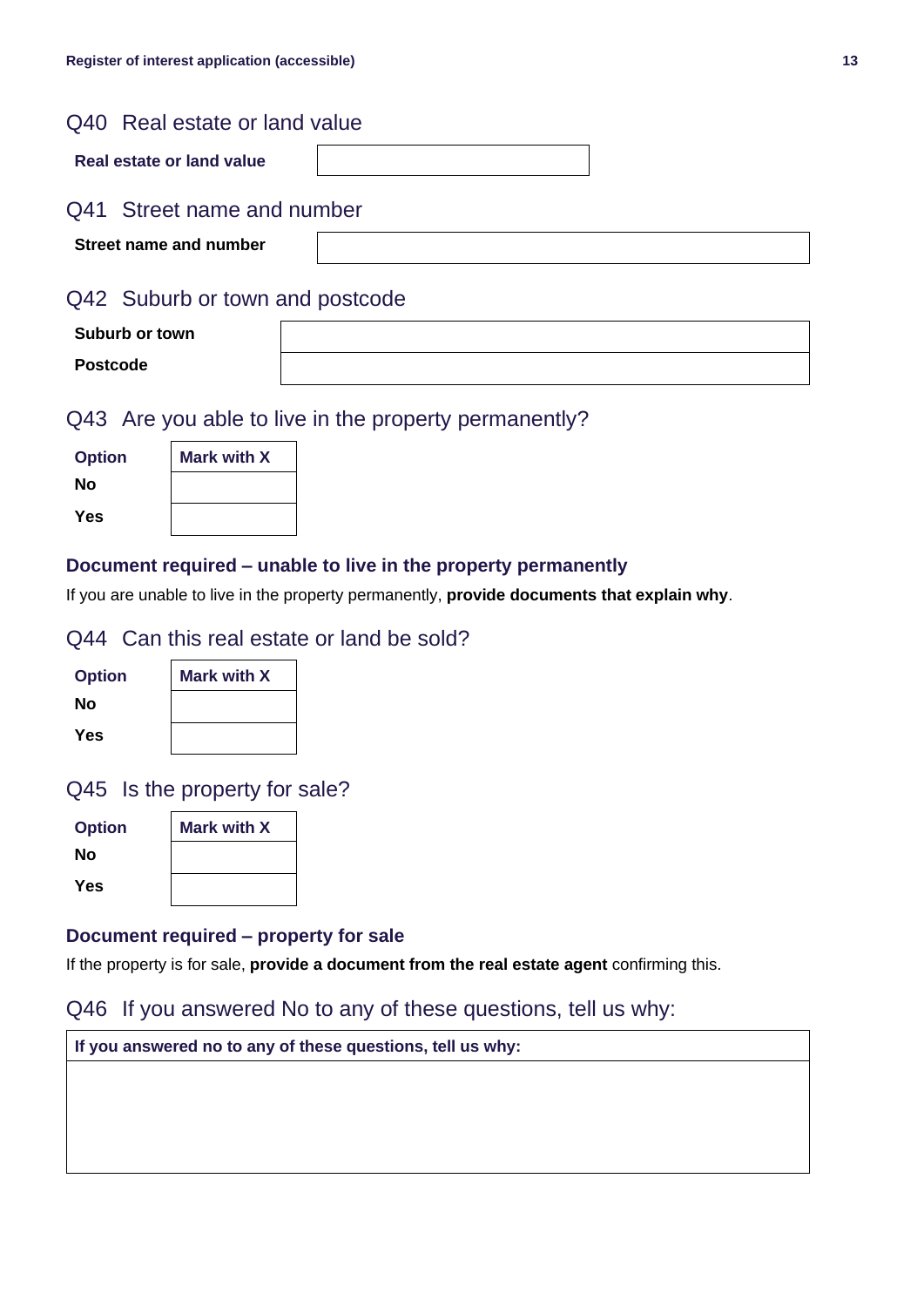## Q40 Real estate or land value

| Real estate or land value | |
|---|---|

## Q41 Street name and number

| Street name and number | |
|---|---|

## Q42 Suburb or town and postcode

| Suburb or town | |
|---|---|
| Postcode | |

## Q43 Are you able to live in the property permanently?

| Option | Mark with X |
|---|---|
| No | |
| Yes | |

### Document required – unable to live in the property permanently

If you are unable to live in the property permanently, **provide documents that explain why**.

## Q44 Can this real estate or land be sold?

| Option | Mark with X |
|---|---|
| No | |
| Yes | |

## Q45 Is the property for sale?

| Option | Mark with X |
|---|---|
| No | |
| Yes | |

### Document required – property for sale

If the property is for sale, **provide a document from the real estate agent** confirming this.

## Q46 If you answered No to any of these questions, tell us why:

| If you answered no to any of these questions, tell us why: |
|---|
| |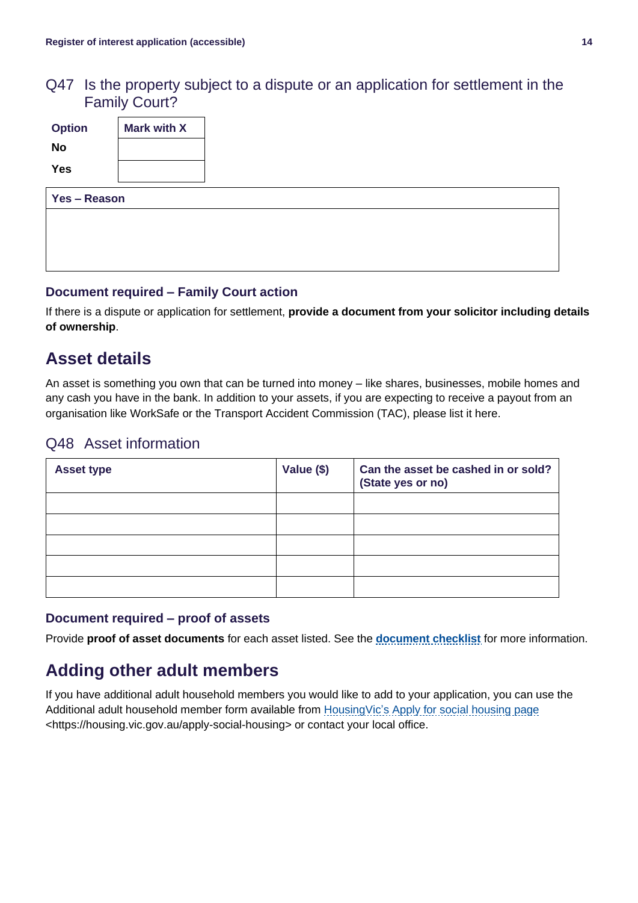### Q47 Is the property subject to a dispute or an application for settlement in the Family Court?

| Option | Mark with X |
| --- | --- |
| No | |
| Yes | |

| Yes – Reason |
| --- |
| |

#### Document required – Family Court action

If there is a dispute or application for settlement, **provide a document from your solicitor including details of ownership**.

## Asset details

An asset is something you own that can be turned into money – like shares, businesses, mobile homes and any cash you have in the bank. In addition to your assets, if you are expecting to receive a payout from an organisation like WorkSafe or the Transport Accident Commission (TAC), please list it here.

### Q48 Asset information

| Asset type | Value ($) | Can the asset be cashed in or sold? (State yes or no) |
| --- | --- | --- |
| | | |
| | | |
| | | |
| | | |
| | | |

#### Document required – proof of assets

Provide **proof of asset documents** for each asset listed. See the **document checklist** for more information.

## Adding other adult members

If you have additional adult household members you would like to add to your application, you can use the Additional adult household member form available from HousingVic's Apply for social housing page <https://housing.vic.gov.au/apply-social-housing> or contact your local office.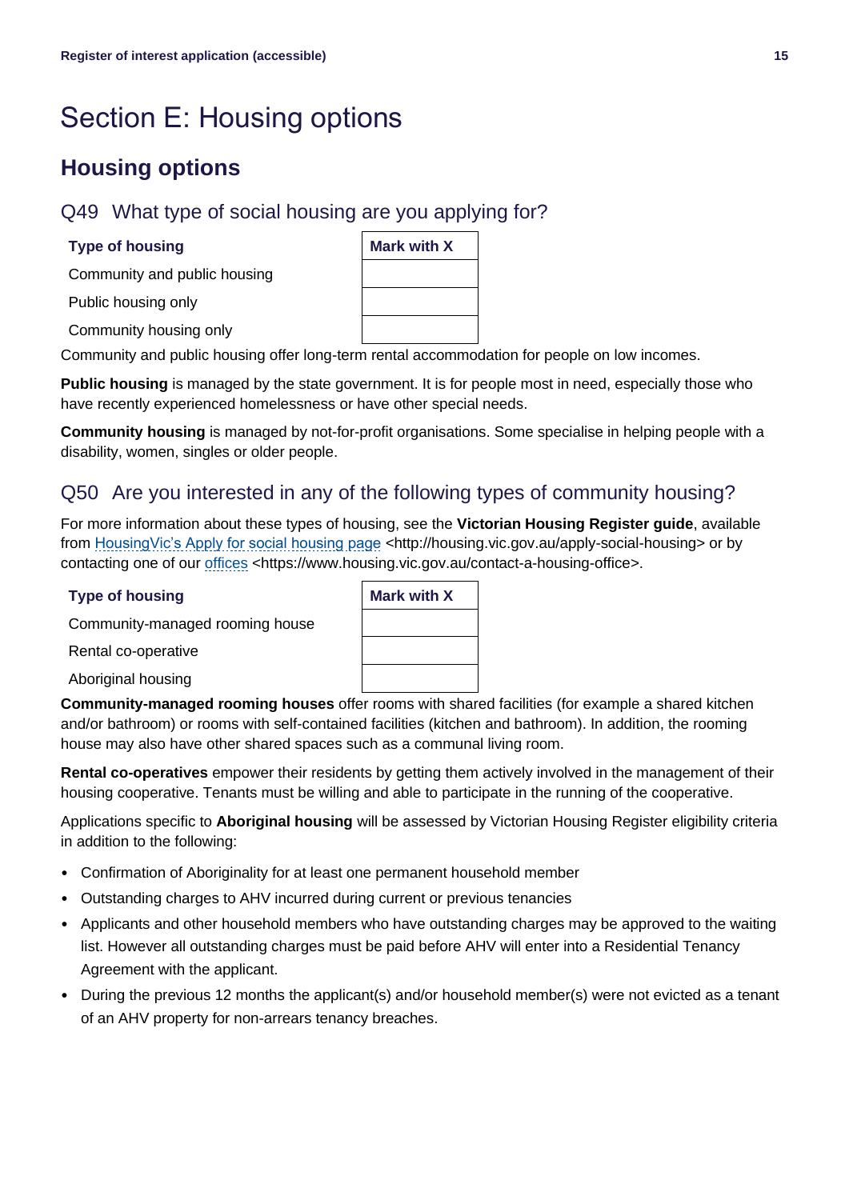# Section E: Housing options

## Housing options

### Q49 What type of social housing are you applying for?

| Type of housing | Mark with X |
|---|---|
| Community and public housing | |
| Public housing only | |
| Community housing only | |

Community and public housing offer long-term rental accommodation for people on low incomes.

**Public housing** is managed by the state government. It is for people most in need, especially those who have recently experienced homelessness or have other special needs.

**Community housing** is managed by not-for-profit organisations. Some specialise in helping people with a disability, women, singles or older people.

### Q50 Are you interested in any of the following types of community housing?

For more information about these types of housing, see the **Victorian Housing Register guide**, available from HousingVic's Apply for social housing page <http://housing.vic.gov.au/apply-social-housing> or by contacting one of our offices <https://www.housing.vic.gov.au/contact-a-housing-office>.

| Type of housing | Mark with X |
|---|---|
| Community-managed rooming house | |
| Rental co-operative | |
| Aboriginal housing | |

**Community-managed rooming houses** offer rooms with shared facilities (for example a shared kitchen and/or bathroom) or rooms with self-contained facilities (kitchen and bathroom). In addition, the rooming house may also have other shared spaces such as a communal living room.

**Rental co-operatives** empower their residents by getting them actively involved in the management of their housing cooperative. Tenants must be willing and able to participate in the running of the cooperative.

Applications specific to **Aboriginal housing** will be assessed by Victorian Housing Register eligibility criteria in addition to the following:

- Confirmation of Aboriginality for at least one permanent household member
- Outstanding charges to AHV incurred during current or previous tenancies
- Applicants and other household members who have outstanding charges may be approved to the waiting list. However all outstanding charges must be paid before AHV will enter into a Residential Tenancy Agreement with the applicant.
- During the previous 12 months the applicant(s) and/or household member(s) were not evicted as a tenant of an AHV property for non-arrears tenancy breaches.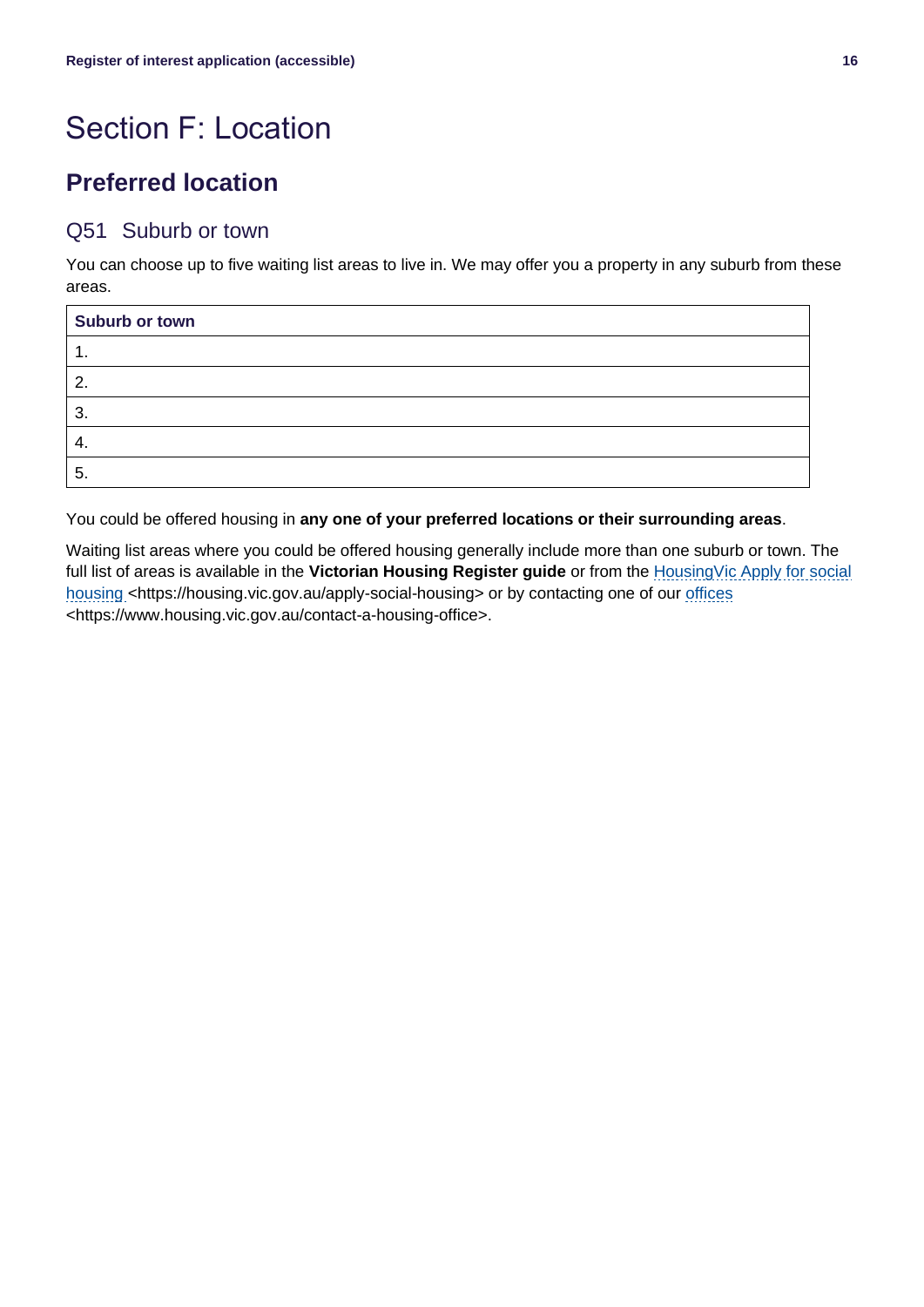# Section F: Location

## Preferred location

### Q51 Suburb or town

You can choose up to five waiting list areas to live in. We may offer you a property in any suburb from these areas.

| Suburb or town |
|---|
| 1. |
| 2. |
| 3. |
| 4. |
| 5. |

You could be offered housing in **any one of your preferred locations or their surrounding areas**.

Waiting list areas where you could be offered housing generally include more than one suburb or town. The full list of areas is available in the **Victorian Housing Register guide** or from the HousingVic Apply for social housing <https://housing.vic.gov.au/apply-social-housing> or by contacting one of our offices <https://www.housing.vic.gov.au/contact-a-housing-office>.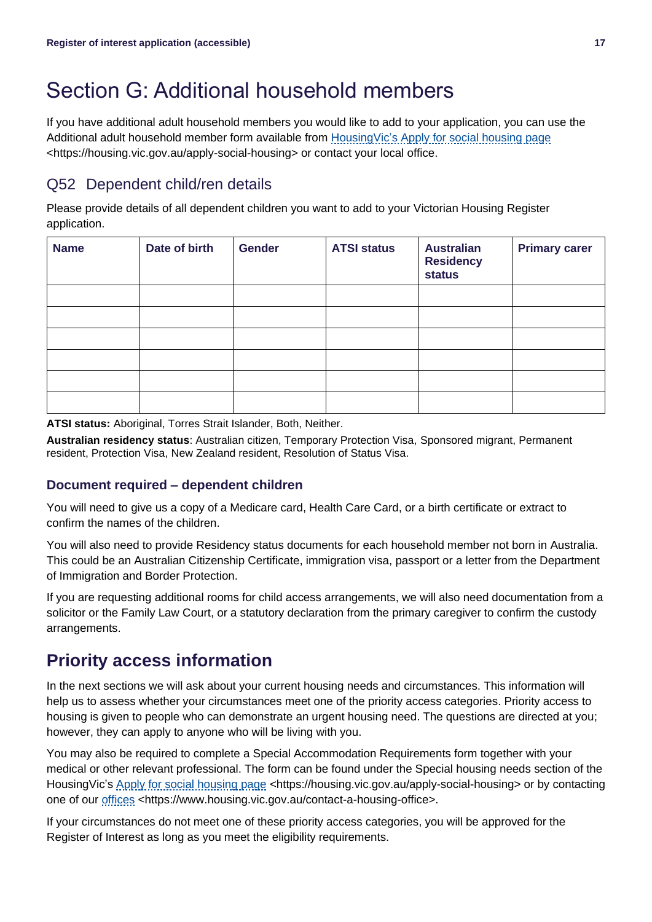# Section G: Additional household members

If you have additional adult household members you would like to add to your application, you can use the Additional adult household member form available from [HousingVic's Apply for social housing page](https://housing.vic.gov.au/apply-social-housing) <https://housing.vic.gov.au/apply-social-housing> or contact your local office.

## Q52 Dependent child/ren details

Please provide details of all dependent children you want to add to your Victorian Housing Register application.

| Name | Date of birth | Gender | ATSI status | Australian Residency status | Primary carer |
|---|---|---|---|---|---|
| | | | | | |
| | | | | | |
| | | | | | |
| | | | | | |
| | | | | | |
| | | | | | |

**ATSI status:** Aboriginal, Torres Strait Islander, Both, Neither.

**Australian residency status**: Australian citizen, Temporary Protection Visa, Sponsored migrant, Permanent resident, Protection Visa, New Zealand resident, Resolution of Status Visa.

### Document required – dependent children

You will need to give us a copy of a Medicare card, Health Care Card, or a birth certificate or extract to confirm the names of the children.

You will also need to provide Residency status documents for each household member not born in Australia. This could be an Australian Citizenship Certificate, immigration visa, passport or a letter from the Department of Immigration and Border Protection.

If you are requesting additional rooms for child access arrangements, we will also need documentation from a solicitor or the Family Law Court, or a statutory declaration from the primary caregiver to confirm the custody arrangements.

## Priority access information

In the next sections we will ask about your current housing needs and circumstances. This information will help us to assess whether your circumstances meet one of the priority access categories. Priority access to housing is given to people who can demonstrate an urgent housing need. The questions are directed at you; however, they can apply to anyone who will be living with you.

You may also be required to complete a Special Accommodation Requirements form together with your medical or other relevant professional. The form can be found under the Special housing needs section of the HousingVic's [Apply for social housing page](https://housing.vic.gov.au/apply-social-housing) <https://housing.vic.gov.au/apply-social-housing> or by contacting one of our [offices](https://www.housing.vic.gov.au/contact-a-housing-office) <https://www.housing.vic.gov.au/contact-a-housing-office>.

If your circumstances do not meet one of these priority access categories, you will be approved for the Register of Interest as long as you meet the eligibility requirements.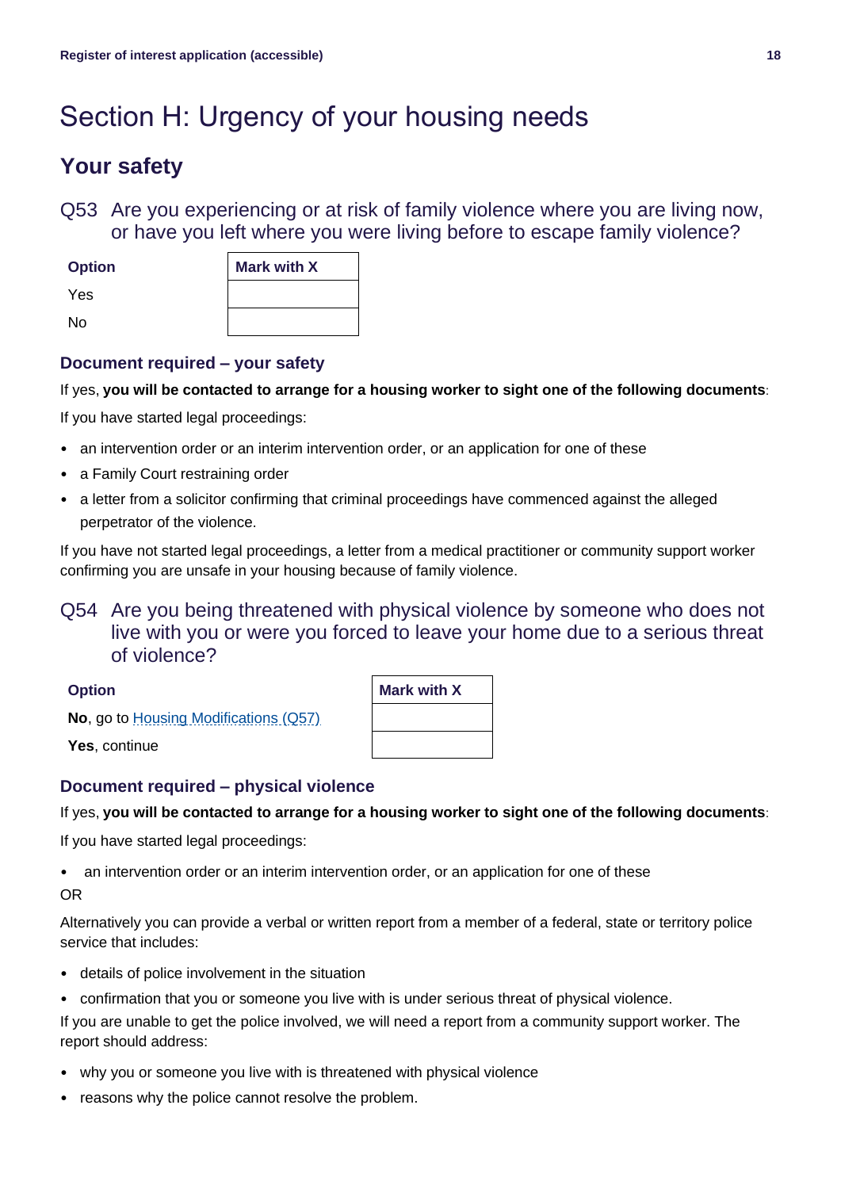# Section H: Urgency of your housing needs

## Your safety

### Q53 Are you experiencing or at risk of family violence where you are living now, or have you left where you were living before to escape family violence?

| Option | Mark with X |
|---|---|
| Yes | |
| No | |

#### Document required – your safety

If yes, **you will be contacted to arrange for a housing worker to sight one of the following documents**:

If you have started legal proceedings:

- an intervention order or an interim intervention order, or an application for one of these
- a Family Court restraining order
- a letter from a solicitor confirming that criminal proceedings have commenced against the alleged perpetrator of the violence.

If you have not started legal proceedings, a letter from a medical practitioner or community support worker confirming you are unsafe in your housing because of family violence.

### Q54 Are you being threatened with physical violence by someone who does not live with you or were you forced to leave your home due to a serious threat of violence?

| Option | Mark with X |
|---|---|
| **No**, go to Housing Modifications (Q57) | |
| **Yes**, continue | |

#### Document required – physical violence

If yes, **you will be contacted to arrange for a housing worker to sight one of the following documents**:

If you have started legal proceedings:

- an intervention order or an interim intervention order, or an application for one of these

OR

Alternatively you can provide a verbal or written report from a member of a federal, state or territory police service that includes:

- details of police involvement in the situation
- confirmation that you or someone you live with is under serious threat of physical violence.

If you are unable to get the police involved, we will need a report from a community support worker. The report should address:

- why you or someone you live with is threatened with physical violence
- reasons why the police cannot resolve the problem.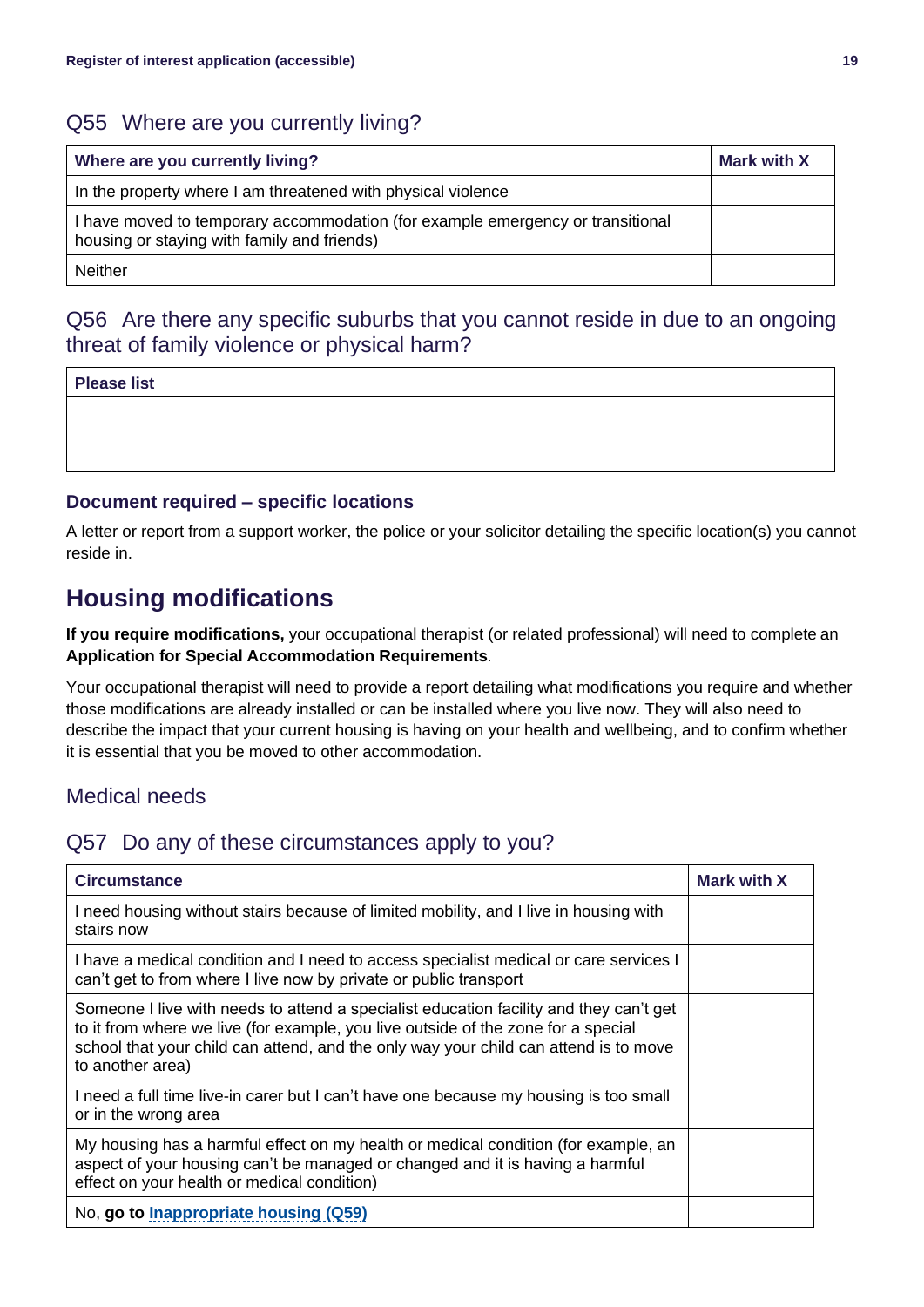### Q55 Where are you currently living?

| Where are you currently living? | Mark with X |
| --- | --- |
| In the property where I am threatened with physical violence | |
| I have moved to temporary accommodation (for example emergency or transitional housing or staying with family and friends) | |
| Neither | |

### Q56 Are there any specific suburbs that you cannot reside in due to an ongoing threat of family violence or physical harm?

| Please list |
| --- |
| |

#### Document required – specific locations

A letter or report from a support worker, the police or your solicitor detailing the specific location(s) you cannot reside in.

## Housing modifications

**If you require modifications,** your occupational therapist (or related professional) will need to complete an **Application for Special Accommodation Requirements**.

Your occupational therapist will need to provide a report detailing what modifications you require and whether those modifications are already installed or can be installed where you live now. They will also need to describe the impact that your current housing is having on your health and wellbeing, and to confirm whether it is essential that you be moved to other accommodation.

### Medical needs

### Q57 Do any of these circumstances apply to you?

| Circumstance | Mark with X |
| --- | --- |
| I need housing without stairs because of limited mobility, and I live in housing with stairs now | |
| I have a medical condition and I need to access specialist medical or care services I can't get to from where I live now by private or public transport | |
| Someone I live with needs to attend a specialist education facility and they can't get to it from where we live (for example, you live outside of the zone for a special school that your child can attend, and the only way your child can attend is to move to another area) | |
| I need a full time live-in carer but I can't have one because my housing is too small or in the wrong area | |
| My housing has a harmful effect on my health or medical condition (for example, an aspect of your housing can't be managed or changed and it is having a harmful effect on your health or medical condition) | |
| No, **go to Inappropriate housing (Q59)** | |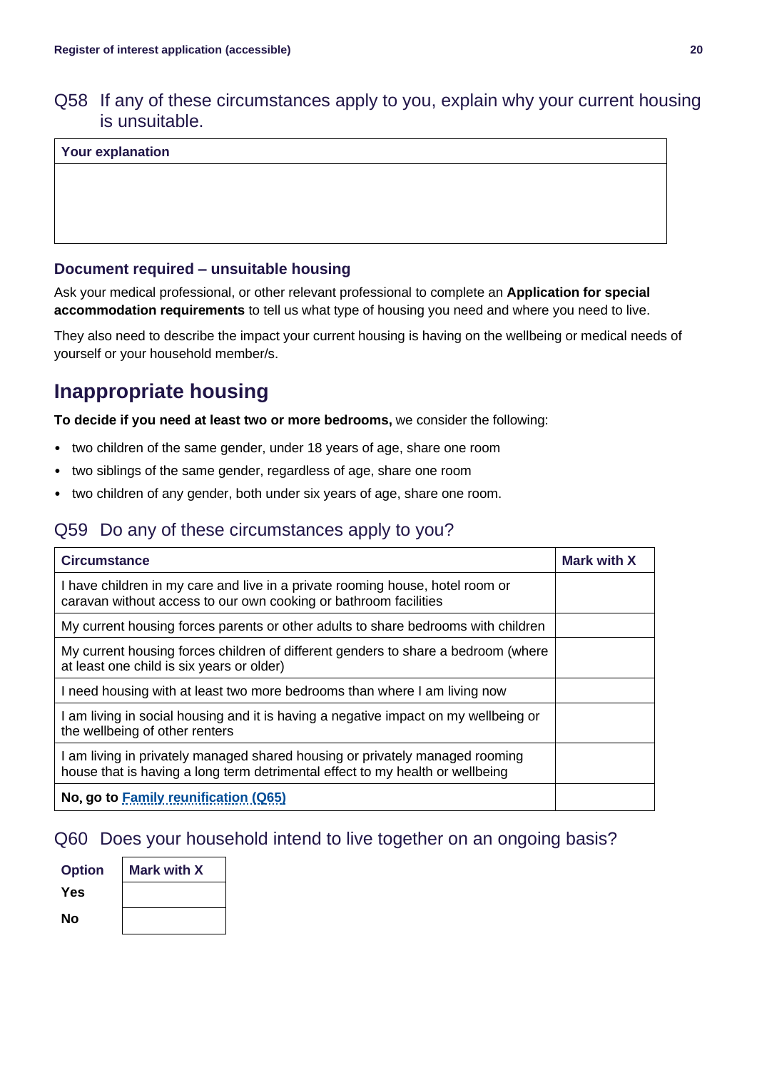### Q58 If any of these circumstances apply to you, explain why your current housing is unsuitable.

| Your explanation |
|---|
| |

#### Document required – unsuitable housing

Ask your medical professional, or other relevant professional to complete an **Application for special accommodation requirements** to tell us what type of housing you need and where you need to live.

They also need to describe the impact your current housing is having on the wellbeing or medical needs of yourself or your household member/s.

## Inappropriate housing

**To decide if you need at least two or more bedrooms,** we consider the following:

- two children of the same gender, under 18 years of age, share one room
- two siblings of the same gender, regardless of age, share one room
- two children of any gender, both under six years of age, share one room.

### Q59 Do any of these circumstances apply to you?

| Circumstance | Mark with X |
|---|---|
| I have children in my care and live in a private rooming house, hotel room or caravan without access to our own cooking or bathroom facilities | |
| My current housing forces parents or other adults to share bedrooms with children | |
| My current housing forces children of different genders to share a bedroom (where at least one child is six years or older) | |
| I need housing with at least two more bedrooms than where I am living now | |
| I am living in social housing and it is having a negative impact on my wellbeing or the wellbeing of other renters | |
| I am living in privately managed shared housing or privately managed rooming house that is having a long term detrimental effect to my health or wellbeing | |
| **No, go to Family reunification (Q65)** | |

### Q60 Does your household intend to live together on an ongoing basis?

| Option | Mark with X |
|---|---|
| **Yes** | |
| **No** | |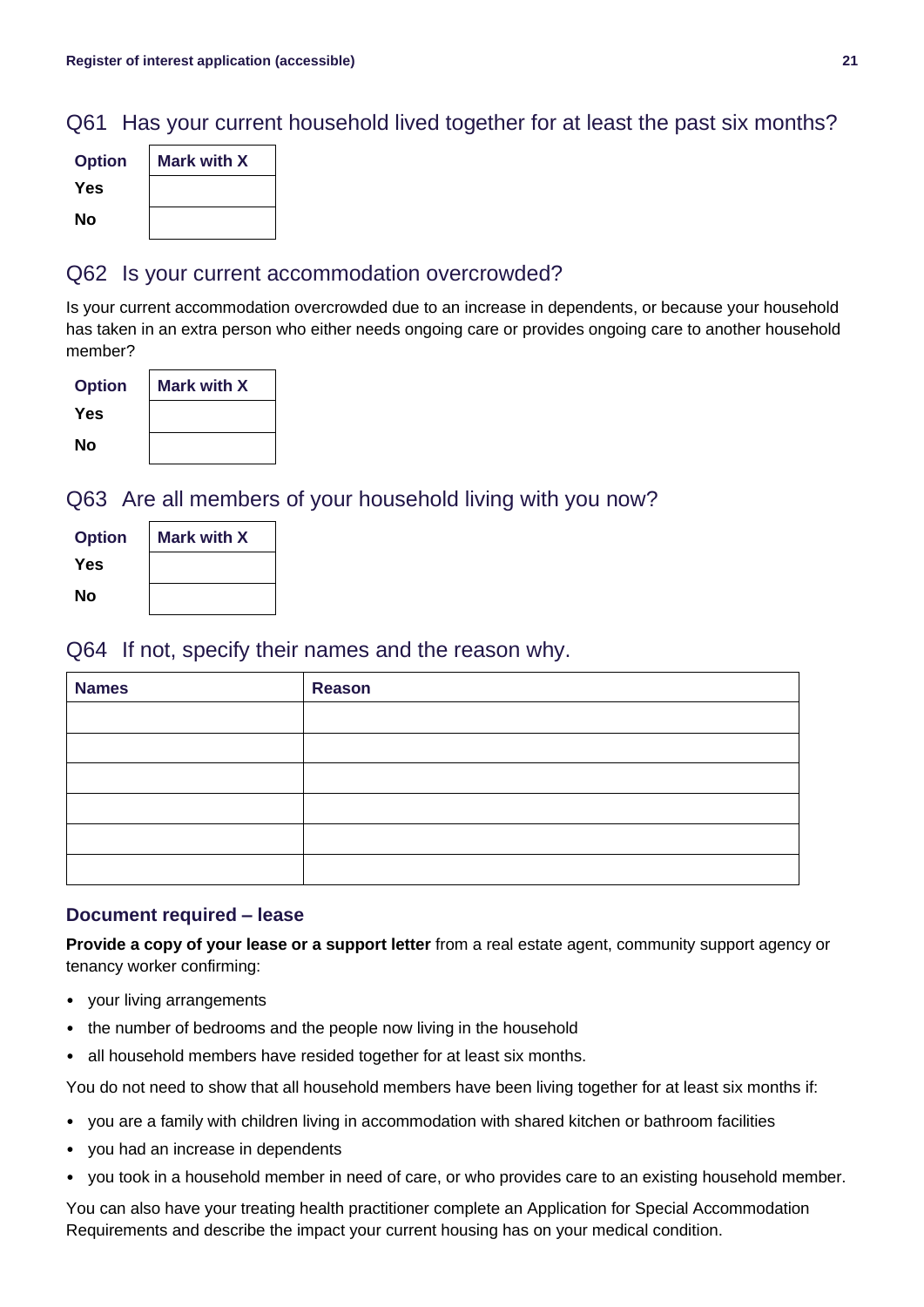## Q61 Has your current household lived together for at least the past six months?

| Option | Mark with X |
|---|---|
| Yes | |
| No | |

## Q62 Is your current accommodation overcrowded?

Is your current accommodation overcrowded due to an increase in dependents, or because your household has taken in an extra person who either needs ongoing care or provides ongoing care to another household member?

| Option | Mark with X |
|---|---|
| Yes | |
| No | |

## Q63 Are all members of your household living with you now?

| Option | Mark with X |
|---|---|
| Yes | |
| No | |

## Q64 If not, specify their names and the reason why.

| Names | Reason |
|---|---|
| | |
| | |
| | |
| | |
| | |
| | |

### Document required – lease

**Provide a copy of your lease or a support letter** from a real estate agent, community support agency or tenancy worker confirming:

- your living arrangements
- the number of bedrooms and the people now living in the household
- all household members have resided together for at least six months.

You do not need to show that all household members have been living together for at least six months if:

- you are a family with children living in accommodation with shared kitchen or bathroom facilities
- you had an increase in dependents
- you took in a household member in need of care, or who provides care to an existing household member.

You can also have your treating health practitioner complete an Application for Special Accommodation Requirements and describe the impact your current housing has on your medical condition.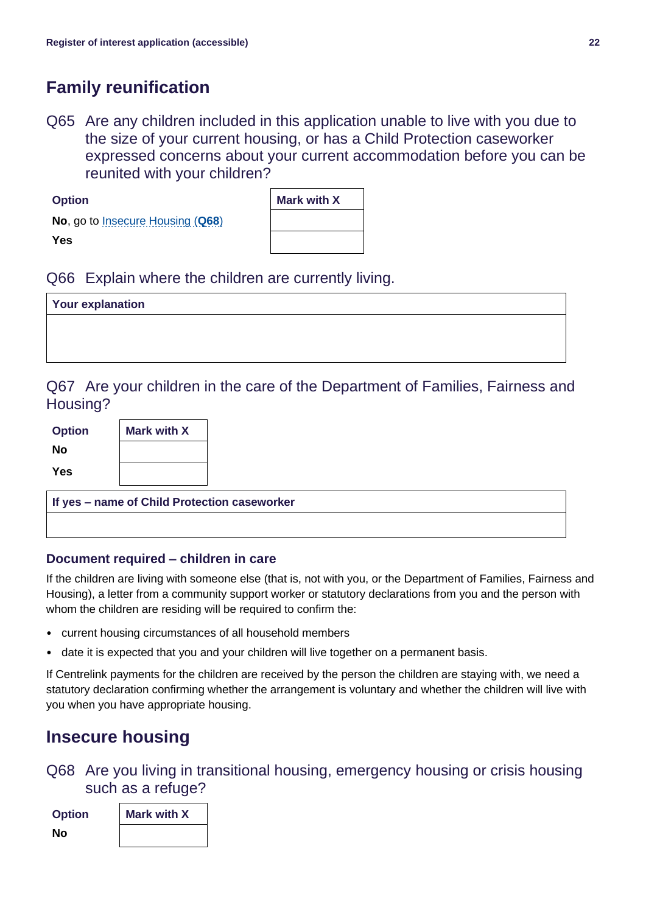## Family reunification

Q65 Are any children included in this application unable to live with you due to the size of your current housing, or has a Child Protection caseworker expressed concerns about your current accommodation before you can be reunited with your children?

| Option | Mark with X |
|---|---|
| **No**, go to Insecure Housing (**Q68**) | |
| **Yes** | |

Q66 Explain where the children are currently living.

| Your explanation |
|---|
| |

Q67 Are your children in the care of the Department of Families, Fairness and Housing?

| Option | Mark with X |
|---|---|
| **No** | |
| **Yes** | |

| If yes – name of Child Protection caseworker |
|---|
| |

### Document required – children in care

If the children are living with someone else (that is, not with you, or the Department of Families, Fairness and Housing), a letter from a community support worker or statutory declarations from you and the person with whom the children are residing will be required to confirm the:

- current housing circumstances of all household members
- date it is expected that you and your children will live together on a permanent basis.

If Centrelink payments for the children are received by the person the children are staying with, we need a statutory declaration confirming whether the arrangement is voluntary and whether the children will live with you when you have appropriate housing.

## Insecure housing

Q68 Are you living in transitional housing, emergency housing or crisis housing such as a refuge?

| Option | Mark with X |
|---|---|
| **No** | |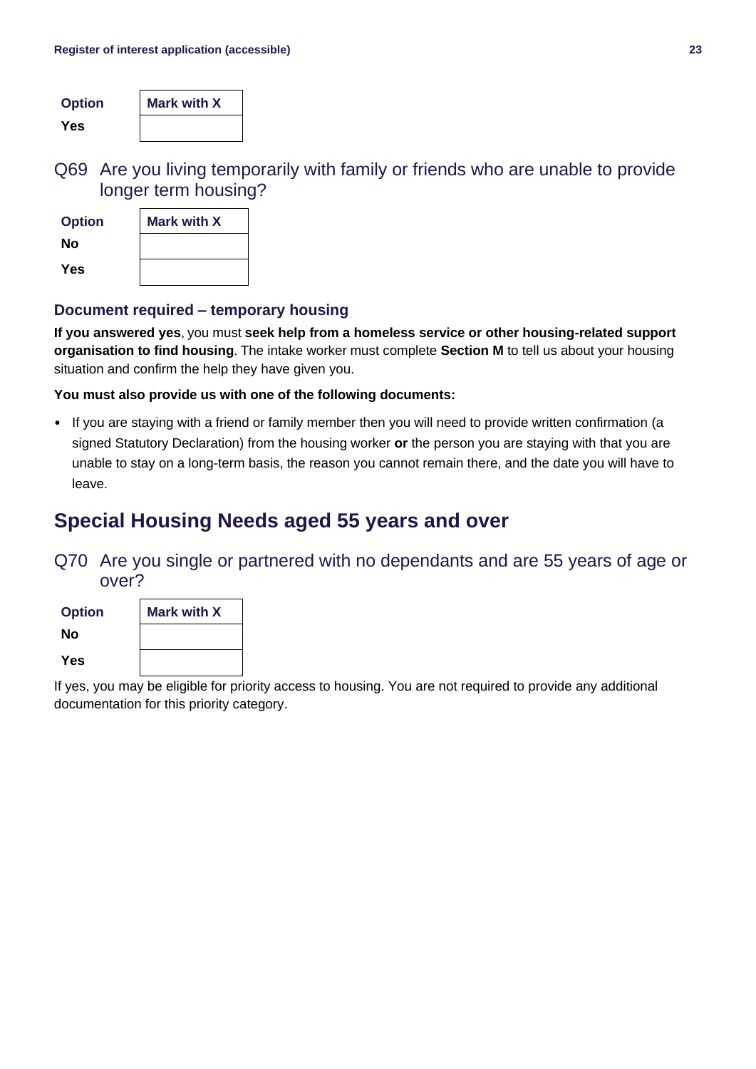| Option | Mark with X |
| --- | --- |
| Yes | |

### Q69 Are you living temporarily with family or friends who are unable to provide longer term housing?

| Option | Mark with X |
| --- | --- |
| No | |
| Yes | |

#### Document required – temporary housing

**If you answered yes**, you must **seek help from a homeless service or other housing-related support organisation to find housing**. The intake worker must complete **Section M** to tell us about your housing situation and confirm the help they have given you.

**You must also provide us with one of the following documents:**

- If you are staying with a friend or family member then you will need to provide written confirmation (a signed Statutory Declaration) from the housing worker **or** the person you are staying with that you are unable to stay on a long-term basis, the reason you cannot remain there, and the date you will have to leave.

## Special Housing Needs aged 55 years and over

### Q70 Are you single or partnered with no dependants and are 55 years of age or over?

| Option | Mark with X |
| --- | --- |
| No | |
| Yes | |

If yes, you may be eligible for priority access to housing. You are not required to provide any additional documentation for this priority category.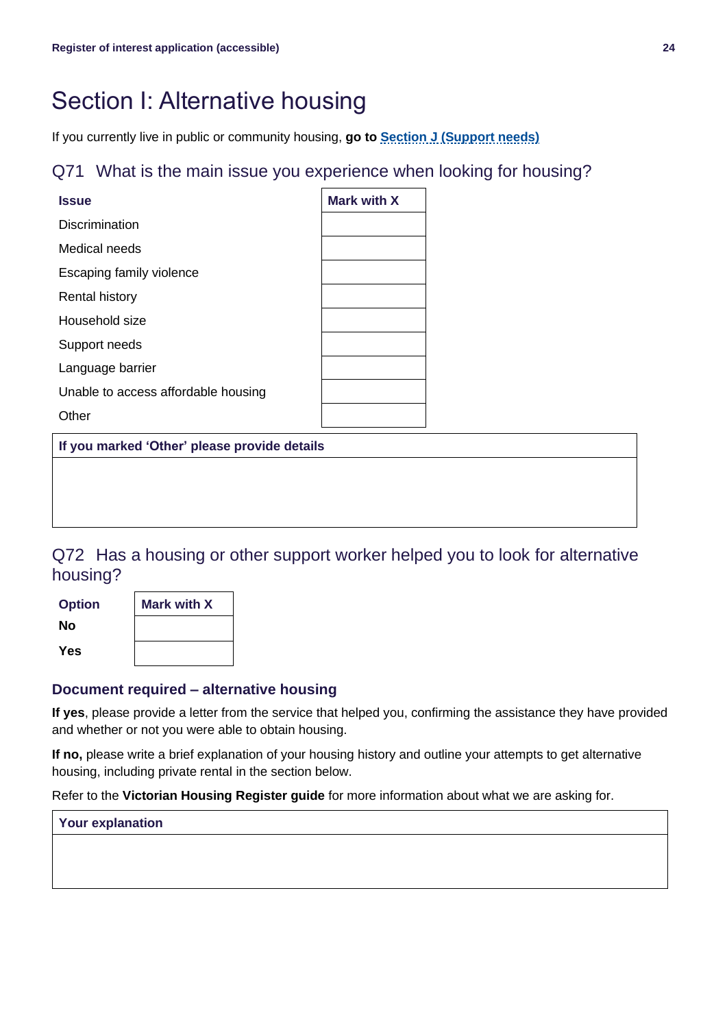# Section I: Alternative housing

If you currently live in public or community housing, **go to** **Section J (Support needs)**

## Q71 What is the main issue you experience when looking for housing?

| Issue | Mark with X |
|---|---|
| Discrimination | |
| Medical needs | |
| Escaping family violence | |
| Rental history | |
| Household size | |
| Support needs | |
| Language barrier | |
| Unable to access affordable housing | |
| Other | |

| If you marked ‘Other’ please provide details |
|---|
| |

## Q72 Has a housing or other support worker helped you to look for alternative housing?

| Option | Mark with X |
|---|---|
| **No** | |
| **Yes** | |

### Document required – alternative housing

**If yes**, please provide a letter from the service that helped you, confirming the assistance they have provided and whether or not you were able to obtain housing.

**If no,** please write a brief explanation of your housing history and outline your attempts to get alternative housing, including private rental in the section below.

Refer to the **Victorian Housing Register guide** for more information about what we are asking for.

| Your explanation |
|---|
| |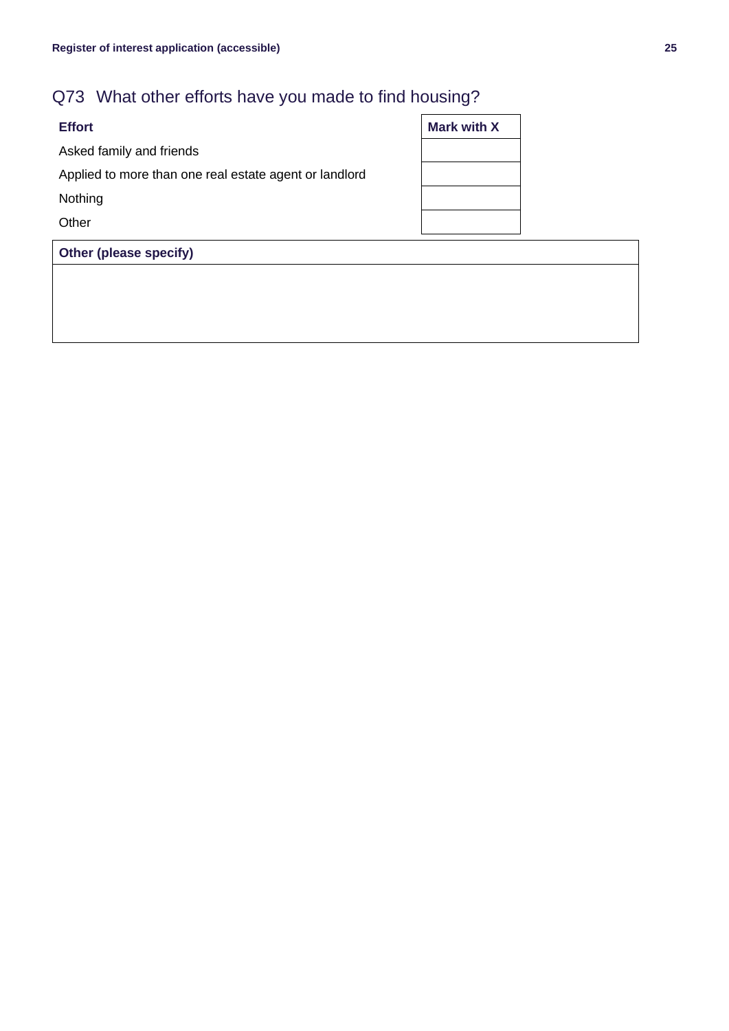## Q73 What other efforts have you made to find housing?

| Effort | Mark with X |
| --- | --- |
| Asked family and friends | |
| Applied to more than one real estate agent or landlord | |
| Nothing | |
| Other | |

| Other (please specify) |
| --- |
| |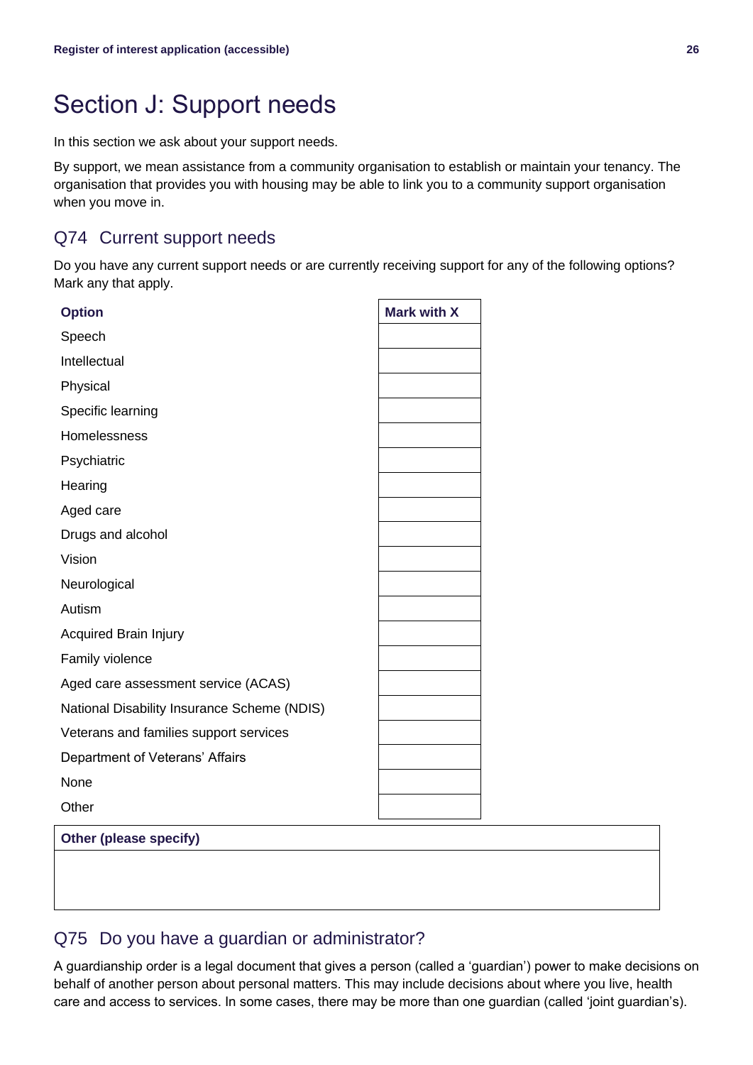# Section J: Support needs

In this section we ask about your support needs.

By support, we mean assistance from a community organisation to establish or maintain your tenancy. The organisation that provides you with housing may be able to link you to a community support organisation when you move in.

## Q74 Current support needs

Do you have any current support needs or are currently receiving support for any of the following options? Mark any that apply.

| Option | Mark with X |
| --- | --- |
| Speech | |
| Intellectual | |
| Physical | |
| Specific learning | |
| Homelessness | |
| Psychiatric | |
| Hearing | |
| Aged care | |
| Drugs and alcohol | |
| Vision | |
| Neurological | |
| Autism | |
| Acquired Brain Injury | |
| Family violence | |
| Aged care assessment service (ACAS) | |
| National Disability Insurance Scheme (NDIS) | |
| Veterans and families support services | |
| Department of Veterans' Affairs | |
| None | |
| Other | |

| Other (please specify) |
| --- |
| |

## Q75 Do you have a guardian or administrator?

A guardianship order is a legal document that gives a person (called a 'guardian') power to make decisions on behalf of another person about personal matters. This may include decisions about where you live, health care and access to services. In some cases, there may be more than one guardian (called 'joint guardian's).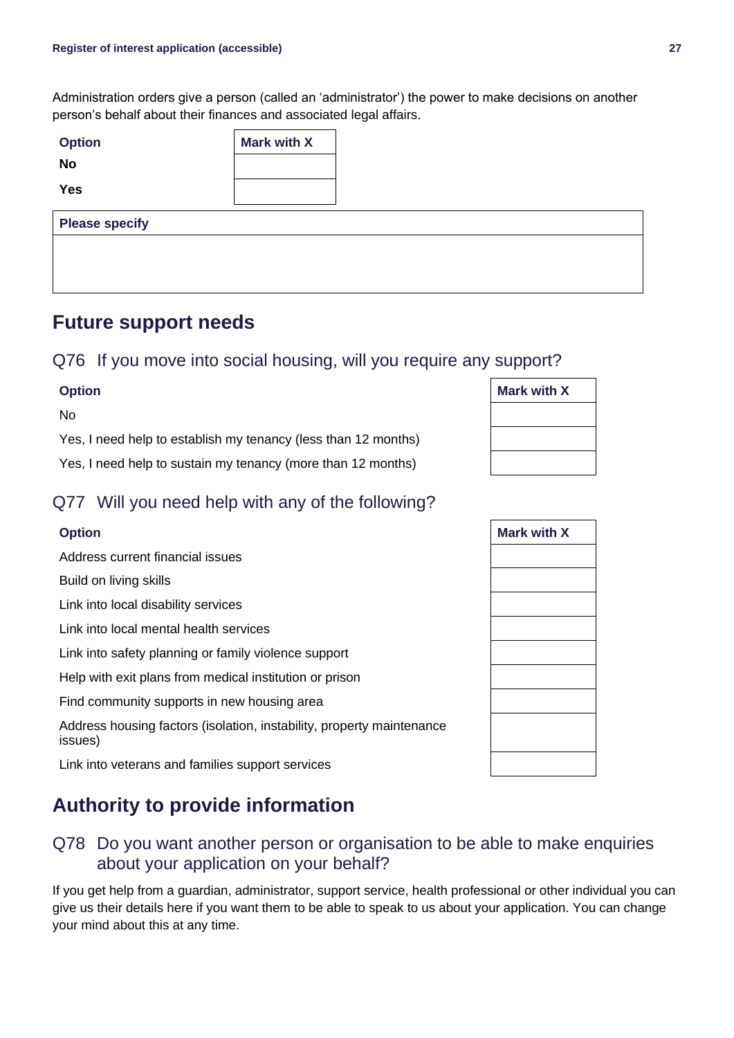Administration orders give a person (called an 'administrator') the power to make decisions on another person's behalf about their finances and associated legal affairs.

| Option | Mark with X |
|---|---|
| No | |
| Yes | |

| Please specify |
|---|
| |

## Future support needs

### Q76 If you move into social housing, will you require any support?

| Option | Mark with X |
|---|---|
| No | |
| Yes, I need help to establish my tenancy (less than 12 months) | |
| Yes, I need help to sustain my tenancy (more than 12 months) | |

### Q77 Will you need help with any of the following?

| Option | Mark with X |
|---|---|
| Address current financial issues | |
| Build on living skills | |
| Link into local disability services | |
| Link into local mental health services | |
| Link into safety planning or family violence support | |
| Help with exit plans from medical institution or prison | |
| Find community supports in new housing area | |
| Address housing factors (isolation, instability, property maintenance issues) | |
| Link into veterans and families support services | |

## Authority to provide information

### Q78 Do you want another person or organisation to be able to make enquiries about your application on your behalf?

If you get help from a guardian, administrator, support service, health professional or other individual you can give us their details here if you want them to be able to speak to us about your application. You can change your mind about this at any time.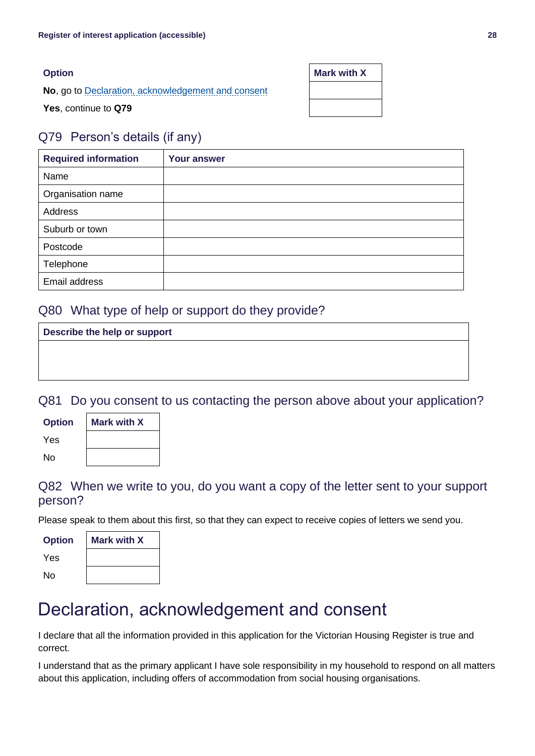| Option | Mark with X |
|---|---|
| **No**, go to Declaration, acknowledgement and consent | |
| **Yes**, continue to **Q79** | |

## Q79 Person's details (if any)

| Required information | Your answer |
|---|---|
| Name | |
| Organisation name | |
| Address | |
| Suburb or town | |
| Postcode | |
| Telephone | |
| Email address | |

## Q80 What type of help or support do they provide?

| Describe the help or support |
|---|
| |

## Q81 Do you consent to us contacting the person above about your application?

| Option | Mark with X |
|---|---|
| Yes | |
| No | |

## Q82 When we write to you, do you want a copy of the letter sent to your support person?

Please speak to them about this first, so that they can expect to receive copies of letters we send you.

| Option | Mark with X |
|---|---|
| Yes | |
| No | |

# Declaration, acknowledgement and consent

I declare that all the information provided in this application for the Victorian Housing Register is true and correct.

I understand that as the primary applicant I have sole responsibility in my household to respond on all matters about this application, including offers of accommodation from social housing organisations.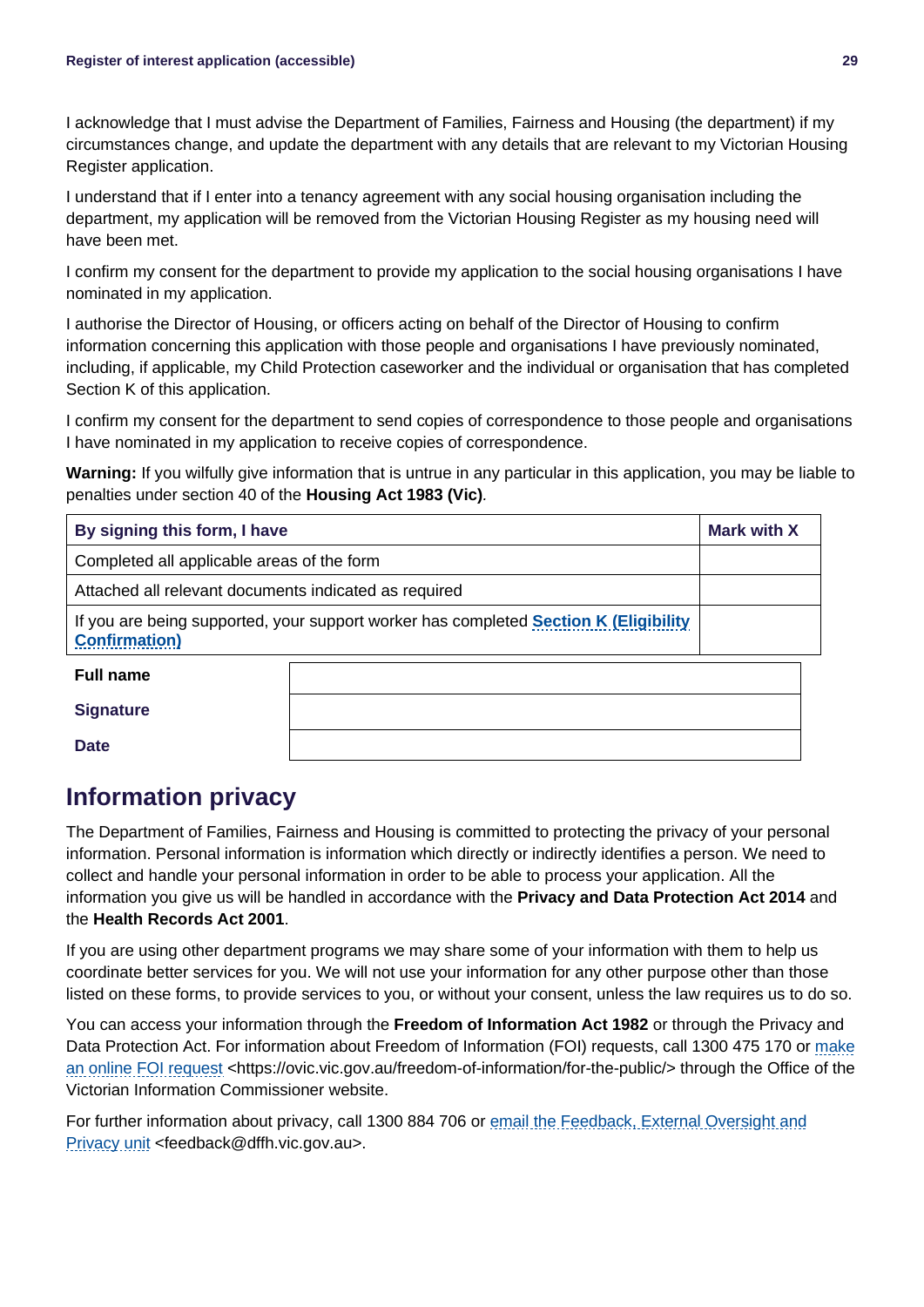I acknowledge that I must advise the Department of Families, Fairness and Housing (the department) if my circumstances change, and update the department with any details that are relevant to my Victorian Housing Register application.

I understand that if I enter into a tenancy agreement with any social housing organisation including the department, my application will be removed from the Victorian Housing Register as my housing need will have been met.

I confirm my consent for the department to provide my application to the social housing organisations I have nominated in my application.

I authorise the Director of Housing, or officers acting on behalf of the Director of Housing to confirm information concerning this application with those people and organisations I have previously nominated, including, if applicable, my Child Protection caseworker and the individual or organisation that has completed Section K of this application.

I confirm my consent for the department to send copies of correspondence to those people and organisations I have nominated in my application to receive copies of correspondence.

**Warning:** If you wilfully give information that is untrue in any particular in this application, you may be liable to penalties under section 40 of the **Housing Act 1983 (Vic)**.

| By signing this form, I have | Mark with X |
|---|---|
| Completed all applicable areas of the form | |
| Attached all relevant documents indicated as required | |
| If you are being supported, your support worker has completed **Section K (Eligibility Confirmation)** | |

| | |
|---|---|
| **Full name** | |
| **Signature** | |
| **Date** | |

## Information privacy

The Department of Families, Fairness and Housing is committed to protecting the privacy of your personal information. Personal information is information which directly or indirectly identifies a person. We need to collect and handle your personal information in order to be able to process your application. All the information you give us will be handled in accordance with the **Privacy and Data Protection Act 2014** and the **Health Records Act 2001**.

If you are using other department programs we may share some of your information with them to help us coordinate better services for you. We will not use your information for any other purpose other than those listed on these forms, to provide services to you, or without your consent, unless the law requires us to do so.

You can access your information through the **Freedom of Information Act 1982** or through the Privacy and Data Protection Act. For information about Freedom of Information (FOI) requests, call 1300 475 170 or make an online FOI request <https://ovic.vic.gov.au/freedom-of-information/for-the-public/> through the Office of the Victorian Information Commissioner website.

For further information about privacy, call 1300 884 706 or email the Feedback, External Oversight and Privacy unit <feedback@dffh.vic.gov.au>.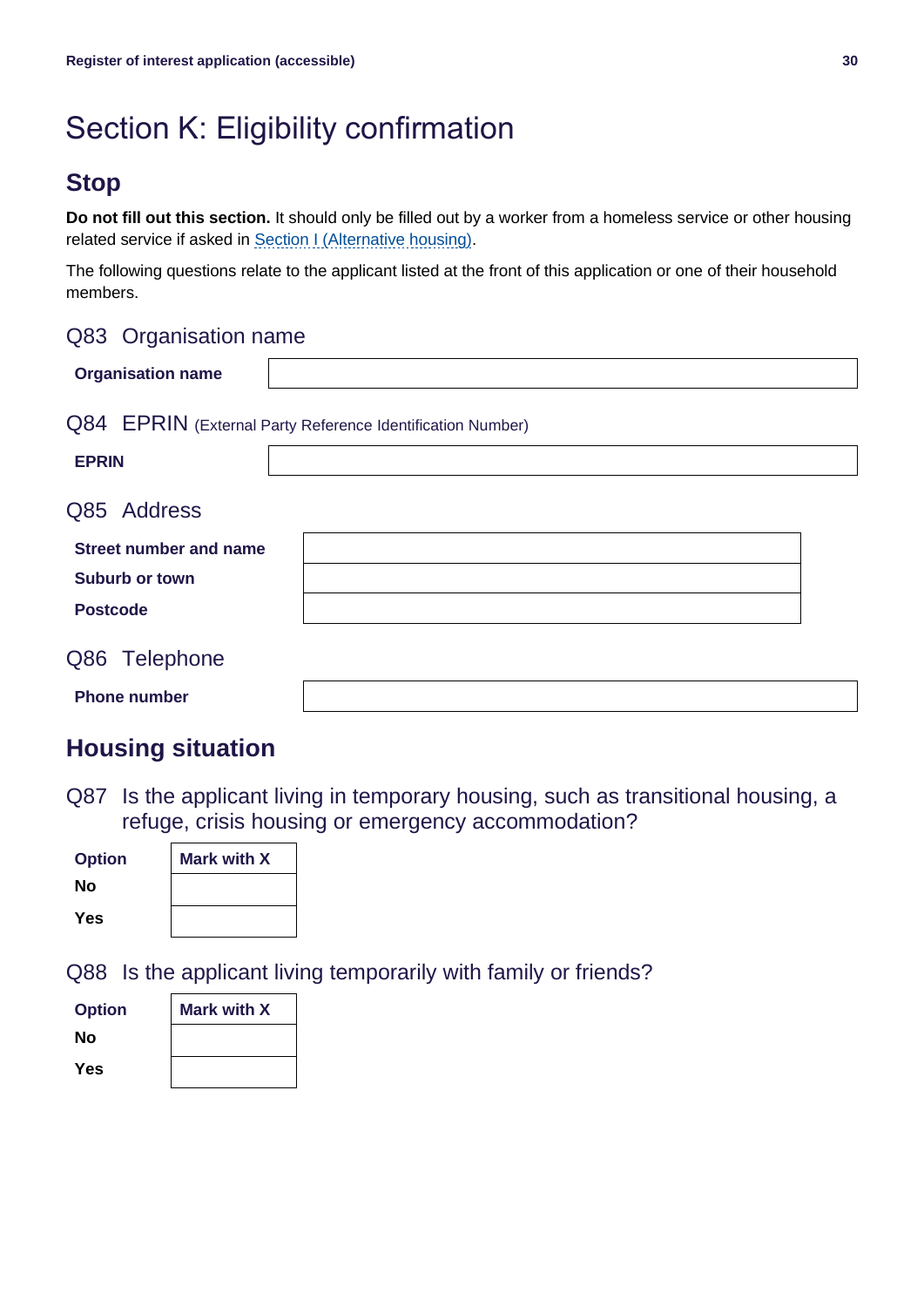# Section K: Eligibility confirmation

## Stop

**Do not fill out this section.** It should only be filled out by a worker from a homeless service or other housing related service if asked in Section I (Alternative housing).

The following questions relate to the applicant listed at the front of this application or one of their household members.

### Q83 Organisation name

| **Organisation name** | |
|---|---|

### Q84 EPRIN (External Party Reference Identification Number)

| **EPRIN** | |
|---|---|

### Q85 Address

| | |
|---|---|
| **Street number and name** | |
| **Suburb or town** | |
| **Postcode** | |

### Q86 Telephone

| **Phone number** | |
|---|---|

## Housing situation

### Q87 Is the applicant living in temporary housing, such as transitional housing, a refuge, crisis housing or emergency accommodation?

| **Option** | **Mark with X** |
|---|---|
| **No** | |
| **Yes** | |

### Q88 Is the applicant living temporarily with family or friends?

| **Option** | **Mark with X** |
|---|---|
| **No** | |
| **Yes** | |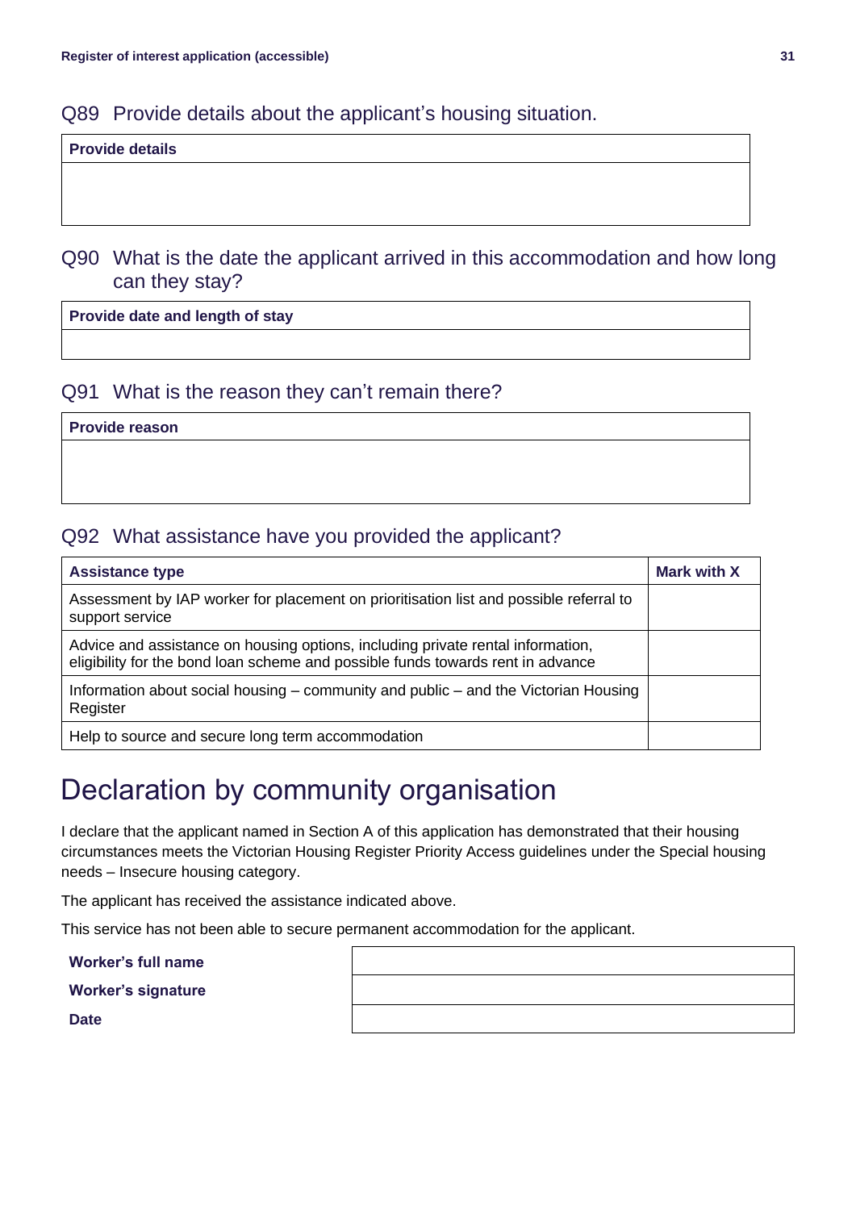## Q89 Provide details about the applicant's housing situation.

| Provide details |
| --- |
| |

## Q90 What is the date the applicant arrived in this accommodation and how long can they stay?

| Provide date and length of stay |
| --- |
| |

## Q91 What is the reason they can't remain there?

| Provide reason |
| --- |
| |

## Q92 What assistance have you provided the applicant?

| Assistance type | Mark with X |
| --- | --- |
| Assessment by IAP worker for placement on prioritisation list and possible referral to support service | |
| Advice and assistance on housing options, including private rental information, eligibility for the bond loan scheme and possible funds towards rent in advance | |
| Information about social housing – community and public – and the Victorian Housing Register | |
| Help to source and secure long term accommodation | |

# Declaration by community organisation

I declare that the applicant named in Section A of this application has demonstrated that their housing circumstances meets the Victorian Housing Register Priority Access guidelines under the Special housing needs – Insecure housing category.

The applicant has received the assistance indicated above.

This service has not been able to secure permanent accommodation for the applicant.

| | |
| --- | --- |
| **Worker's full name** | |
| **Worker's signature** | |
| **Date** | |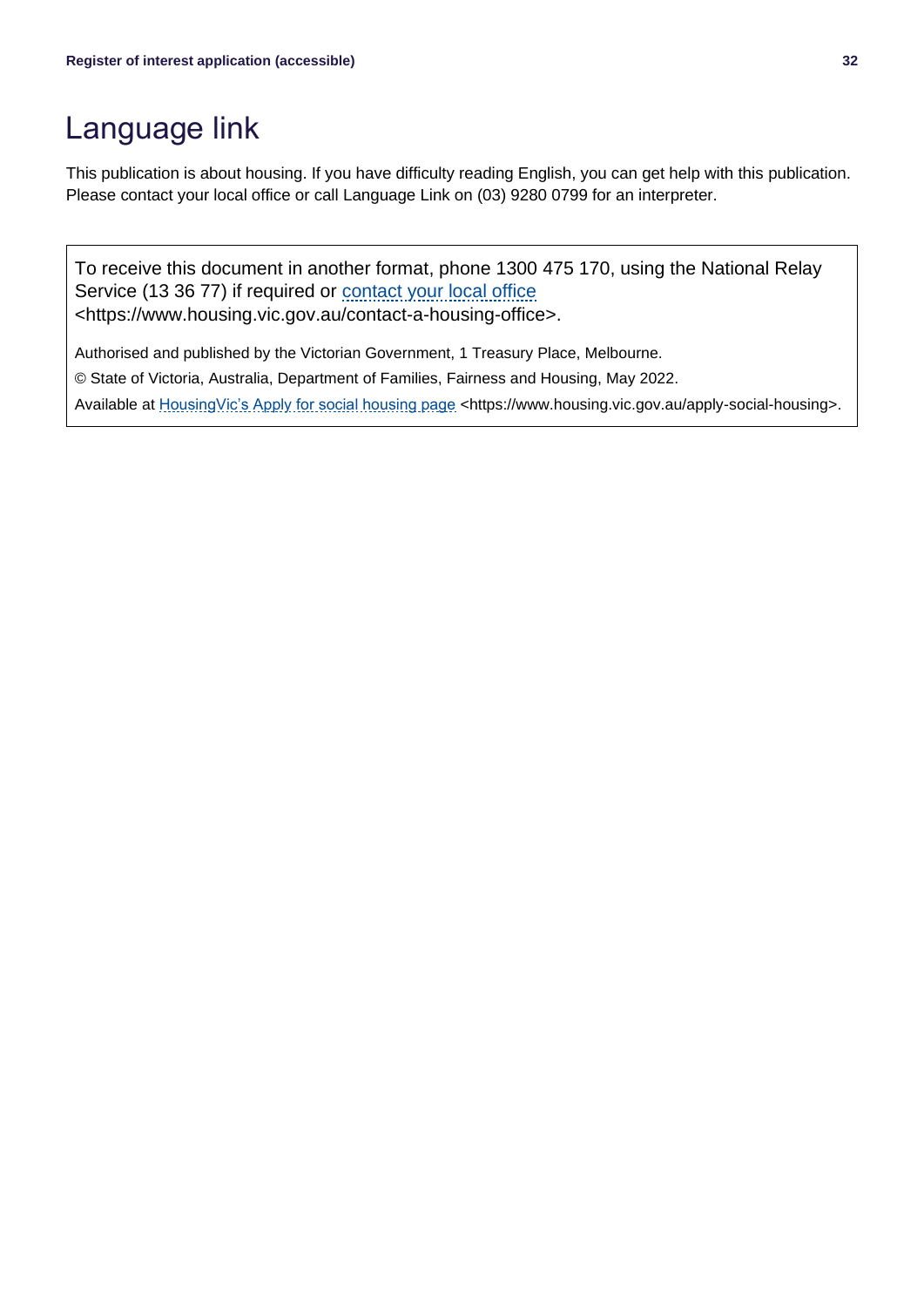# Language link

This publication is about housing. If you have difficulty reading English, you can get help with this publication. Please contact your local office or call Language Link on (03) 9280 0799 for an interpreter.

To receive this document in another format, phone 1300 475 170, using the National Relay Service (13 36 77) if required or [contact your local office](https://www.housing.vic.gov.au/contact-a-housing-office) <https://www.housing.vic.gov.au/contact-a-housing-office>.

Authorised and published by the Victorian Government, 1 Treasury Place, Melbourne.

© State of Victoria, Australia, Department of Families, Fairness and Housing, May 2022.

Available at [HousingVic's Apply for social housing page](https://www.housing.vic.gov.au/apply-social-housing) <https://www.housing.vic.gov.au/apply-social-housing>.